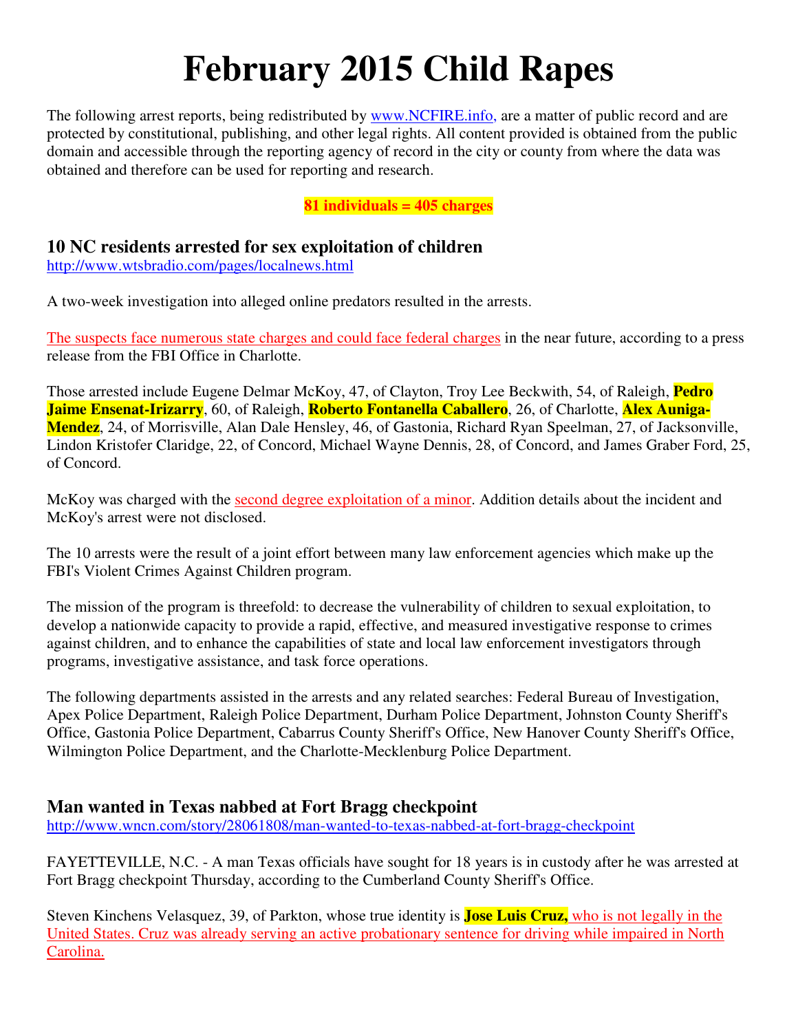# February 2015 Child Rapes

The following arrest reports, being redistributed by www.NCFIRE.info, are a matter of public record and are protected by constitutional, publishing, and other legal rights. All content provided is obtained from the public domain and accessible through the reporting agency of record in the city or county from where the data was obtained and therefore can be used for reporting and research.

**81 individuals = 405 charges**

## 10 NC residents arrested for sex exploitation of children

http://www.wtsbradio.com/pages/localnews.html

A two-week investigation into alleged online predators resulted in the arrests.

The suspects face numerous state charges and could face federal charges in the near future, according to a press release from the FBI Office in Charlotte.

Those arrested include Eugene Delmar McKoy, 47, of Clayton, Troy Lee Beckwith, 54, of Raleigh, **Pedro Jaime Ensenat-Irizarry**, 60, of Raleigh, **Roberto Fontanella Caballero**, 26, of Charlotte, **Alex Auniga-Mendez**, 24, of Morrisville, Alan Dale Hensley, 46, of Gastonia, Richard Ryan Speelman, 27, of Jacksonville, Lindon Kristofer Claridge, 22, of Concord, Michael Wayne Dennis, 28, of Concord, and James Graber Ford, 25, of Concord.

McKoy was charged with the second degree exploitation of a minor. Addition details about the incident and McKoy's arrest were not disclosed.

The 10 arrests were the result of a joint effort between many law enforcement agencies which make up the FBI's Violent Crimes Against Children program.

The mission of the program is threefold: to decrease the vulnerability of children to sexual exploitation, to develop a nationwide capacity to provide a rapid, effective, and measured investigative response to crimes against children, and to enhance the capabilities of state and local law enforcement investigators through programs, investigative assistance, and task force operations.

The following departments assisted in the arrests and any related searches: Federal Bureau of Investigation, Apex Police Department, Raleigh Police Department, Durham Police Department, Johnston County Sheriff's Office, Gastonia Police Department, Cabarrus County Sheriff's Office, New Hanover County Sheriff's Office, Wilmington Police Department, and the Charlotte-Mecklenburg Police Department.

## Man wanted in Texas nabbed at Fort Bragg checkpoint

http://www.wncn.com/story/28061808/man-wanted-to-texas-nabbed-at-fort-bragg-checkpoint

FAYETTEVILLE, N.C. - A man Texas officials have sought for 18 years is in custody after he was arrested at Fort Bragg checkpoint Thursday, according to the Cumberland County Sheriff's Office.

Steven Kinchens Velasquez, 39, of Parkton, whose true identity is **Jose Luis Cruz,** who is not legally in the United States. Cruz was already serving an active probationary sentence for driving while impaired in North Carolina.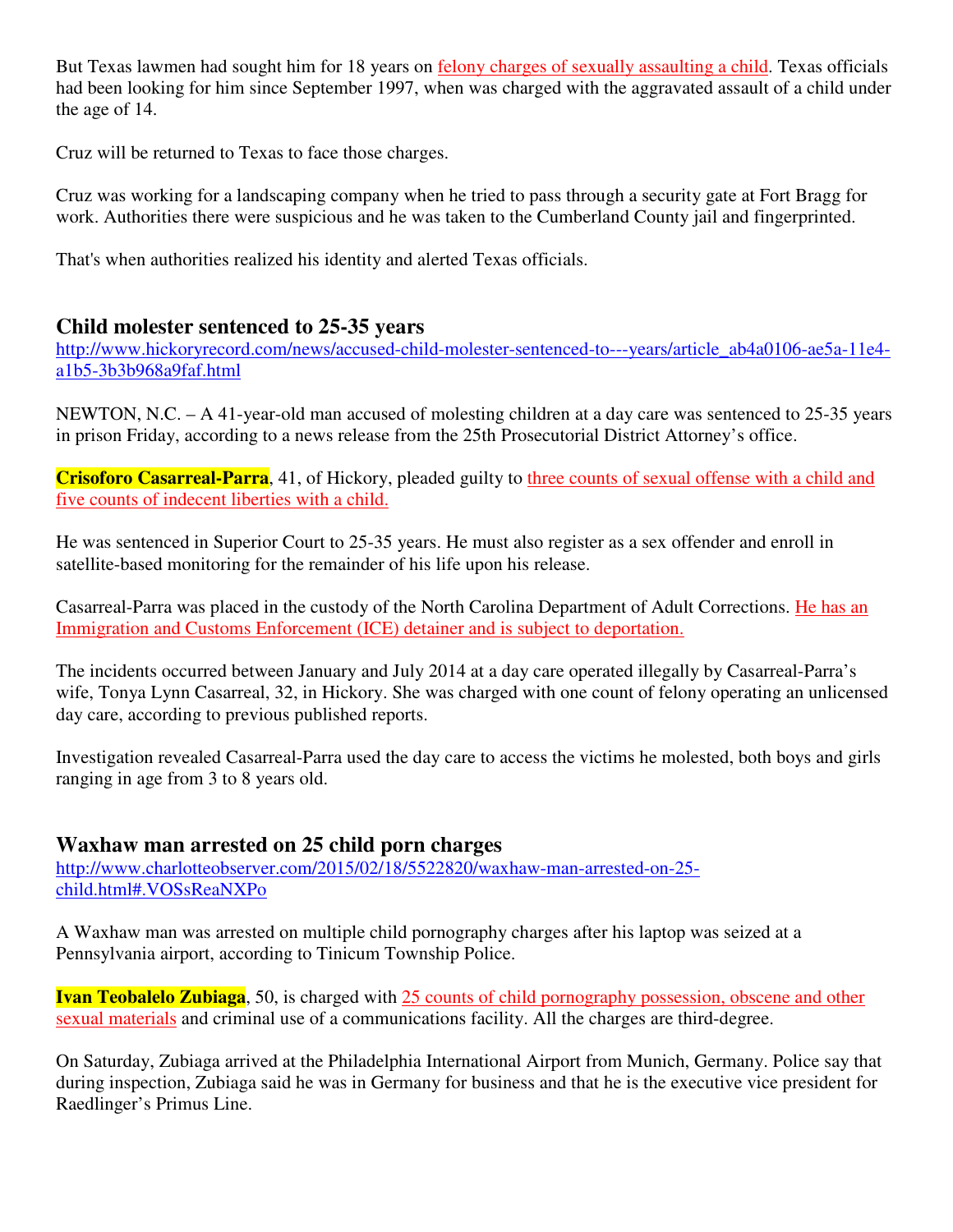But Texas lawmen had sought him for 18 years on felony charges of sexually assaulting a child. Texas officials had been looking for him since September 1997, when was charged with the aggravated assault of a child under the age of 14.

Cruz will be returned to Texas to face those charges.

Cruz was working for a landscaping company when he tried to pass through a security gate at Fort Bragg for work. Authorities there were suspicious and he was taken to the Cumberland County jail and fingerprinted.

That's when authorities realized his identity and alerted Texas officials.

## Child molester sentenced to 25-35 years

http://www.hickoryrecord.com/news/accused-child-molester-sentenced-to---years/article_ab4a0106-ae5a-11e4-a1b5-3b3b968a9faf.html

NEWTON, N.C. – A 41-year-old man accused of molesting children at a day care was sentenced to 25-35 years in prison Friday, according to a news release from the 25th Prosecutorial District Attorney's office.

**Crisoforo Casarreal-Parra**, 41, of Hickory, pleaded guilty to three counts of sexual offense with a child and five counts of indecent liberties with a child.

He was sentenced in Superior Court to 25-35 years. He must also register as a sex offender and enroll in satellite-based monitoring for the remainder of his life upon his release.

Casarreal-Parra was placed in the custody of the North Carolina Department of Adult Corrections. He has an Immigration and Customs Enforcement (ICE) detainer and is subject to deportation.

The incidents occurred between January and July 2014 at a day care operated illegally by Casarreal-Parra's wife, Tonya Lynn Casarreal, 32, in Hickory. She was charged with one count of felony operating an unlicensed day care, according to previous published reports.

Investigation revealed Casarreal-Parra used the day care to access the victims he molested, both boys and girls ranging in age from 3 to 8 years old.

## Waxhaw man arrested on 25 child porn charges

http://www.charlotteobserver.com/2015/02/18/5522820/waxhaw-man-arrested-on-25-child.html#.VOSsReaNXPo

A Waxhaw man was arrested on multiple child pornography charges after his laptop was seized at a Pennsylvania airport, according to Tinicum Township Police.

**Ivan Teobalelo Zubiaga**, 50, is charged with 25 counts of child pornography possession, obscene and other sexual materials and criminal use of a communications facility. All the charges are third-degree.

On Saturday, Zubiaga arrived at the Philadelphia International Airport from Munich, Germany. Police say that during inspection, Zubiaga said he was in Germany for business and that he is the executive vice president for Raedlinger's Primus Line.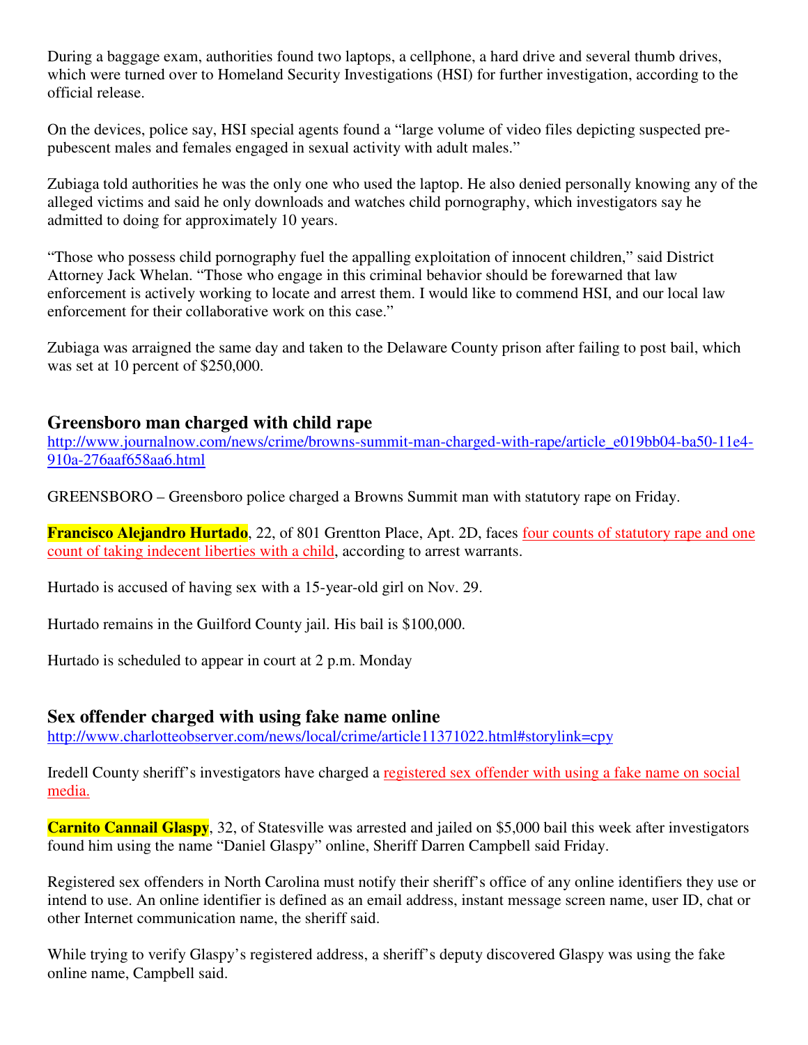During a baggage exam, authorities found two laptops, a cellphone, a hard drive and several thumb drives, which were turned over to Homeland Security Investigations (HSI) for further investigation, according to the official release.

On the devices, police say, HSI special agents found a "large volume of video files depicting suspected pre-pubescent males and females engaged in sexual activity with adult males."

Zubiaga told authorities he was the only one who used the laptop. He also denied personally knowing any of the alleged victims and said he only downloads and watches child pornography, which investigators say he admitted to doing for approximately 10 years.

"Those who possess child pornography fuel the appalling exploitation of innocent children," said District Attorney Jack Whelan. "Those who engage in this criminal behavior should be forewarned that law enforcement is actively working to locate and arrest them. I would like to commend HSI, and our local law enforcement for their collaborative work on this case."

Zubiaga was arraigned the same day and taken to the Delaware County prison after failing to post bail, which was set at 10 percent of $250,000.

## Greensboro man charged with child rape

http://www.journalnow.com/news/crime/browns-summit-man-charged-with-rape/article_e019bb04-ba50-11e4-910a-276aaf658aa6.html

GREENSBORO – Greensboro police charged a Browns Summit man with statutory rape on Friday.

**Francisco Alejandro Hurtado**, 22, of 801 Grentton Place, Apt. 2D, faces four counts of statutory rape and one count of taking indecent liberties with a child, according to arrest warrants.

Hurtado is accused of having sex with a 15-year-old girl on Nov. 29.

Hurtado remains in the Guilford County jail. His bail is $100,000.

Hurtado is scheduled to appear in court at 2 p.m. Monday

## Sex offender charged with using fake name online

http://www.charlotteobserver.com/news/local/crime/article11371022.html#storylink=cpy

Iredell County sheriff's investigators have charged a registered sex offender with using a fake name on social media.

**Carnito Cannail Glaspy**, 32, of Statesville was arrested and jailed on $5,000 bail this week after investigators found him using the name "Daniel Glaspy" online, Sheriff Darren Campbell said Friday.

Registered sex offenders in North Carolina must notify their sheriff's office of any online identifiers they use or intend to use. An online identifier is defined as an email address, instant message screen name, user ID, chat or other Internet communication name, the sheriff said.

While trying to verify Glaspy's registered address, a sheriff's deputy discovered Glaspy was using the fake online name, Campbell said.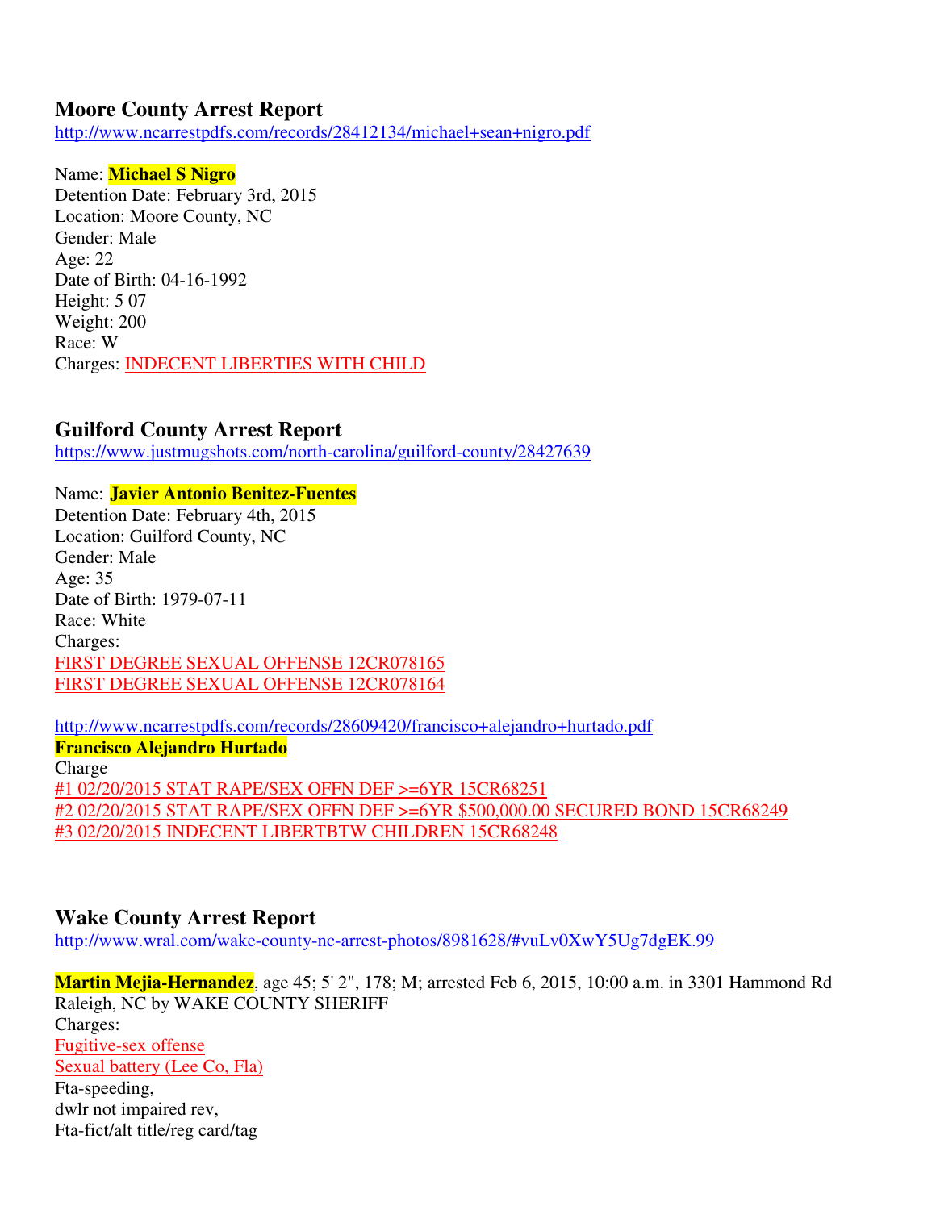### Moore County Arrest Report

http://www.ncarrestpdfs.com/records/28412134/michael+sean+nigro.pdf

Name: **Michael S Nigro**
Detention Date: February 3rd, 2015
Location: Moore County, NC
Gender: Male
Age: 22
Date of Birth: 04-16-1992
Height: 5 07
Weight: 200
Race: W
Charges: INDECENT LIBERTIES WITH CHILD

### Guilford County Arrest Report

https://www.justmugshots.com/north-carolina/guilford-county/28427639

Name: **Javier Antonio Benitez-Fuentes**
Detention Date: February 4th, 2015
Location: Guilford County, NC
Gender: Male
Age: 35
Date of Birth: 1979-07-11
Race: White
Charges:
FIRST DEGREE SEXUAL OFFENSE 12CR078165
FIRST DEGREE SEXUAL OFFENSE 12CR078164

http://www.ncarrestpdfs.com/records/28609420/francisco+alejandro+hurtado.pdf
**Francisco Alejandro Hurtado**
Charge
#1 02/20/2015 STAT RAPE/SEX OFFN DEF >=6YR 15CR68251
#2 02/20/2015 STAT RAPE/SEX OFFN DEF >=6YR $500,000.00 SECURED BOND 15CR68249
#3 02/20/2015 INDECENT LIBERTBTW CHILDREN 15CR68248

### Wake County Arrest Report

http://www.wral.com/wake-county-nc-arrest-photos/8981628/#vuLv0XwY5Ug7dgEK.99

**Martin Mejia-Hernandez**, age 45; 5' 2", 178; M; arrested Feb 6, 2015, 10:00 a.m. in 3301 Hammond Rd Raleigh, NC by WAKE COUNTY SHERIFF
Charges:
Fugitive-sex offense
Sexual battery (Lee Co, Fla)
Fta-speeding,
dwlr not impaired rev,
Fta-fict/alt title/reg card/tag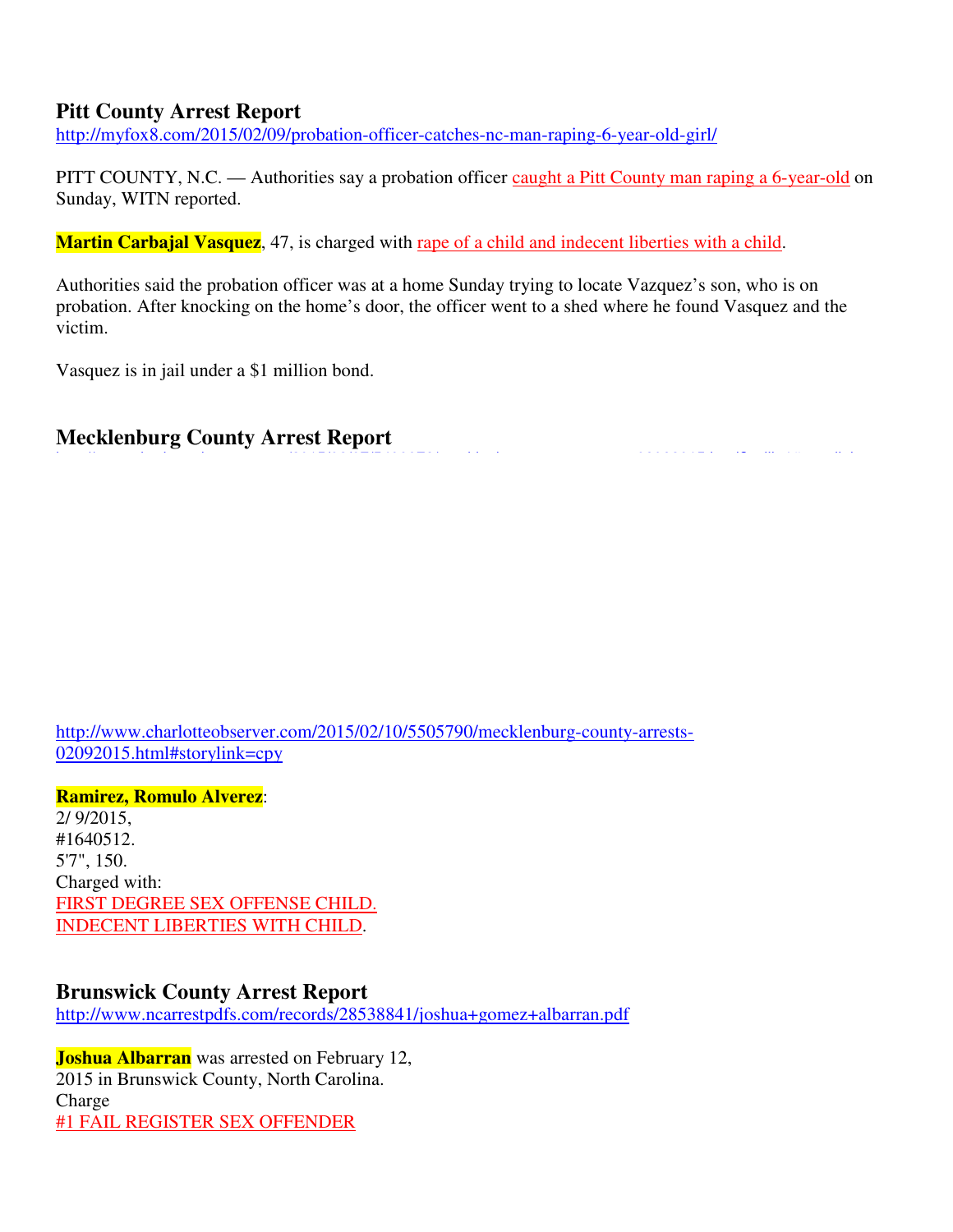### Pitt County Arrest Report

http://myfox8.com/2015/02/09/probation-officer-catches-nc-man-raping-6-year-old-girl/

PITT COUNTY, N.C. — Authorities say a probation officer caught a Pitt County man raping a 6-year-old on Sunday, WITN reported.

**Martin Carbajal Vasquez**, 47, is charged with rape of a child and indecent liberties with a child.

Authorities said the probation officer was at a home Sunday trying to locate Vazquez's son, who is on probation. After knocking on the home's door, the officer went to a shed where he found Vasquez and the victim.

Vasquez is in jail under a $1 million bond.

### Mecklenburg County Arrest Report

http://www.charlotteobserver.com/2015/02/10/5505790/mecklenburg-county-arrests-02092015.html#storylink=cpy

**Ramirez, Romulo Alverez**:
2/ 9/2015,
#1640512.
5'7", 150.
Charged with:
FIRST DEGREE SEX OFFENSE CHILD.
INDECENT LIBERTIES WITH CHILD.

### Brunswick County Arrest Report

http://www.ncarrestpdfs.com/records/28538841/joshua+gomez+albarran.pdf

**Joshua Albarran** was arrested on February 12, 2015 in Brunswick County, North Carolina.
Charge
#1 FAIL REGISTER SEX OFFENDER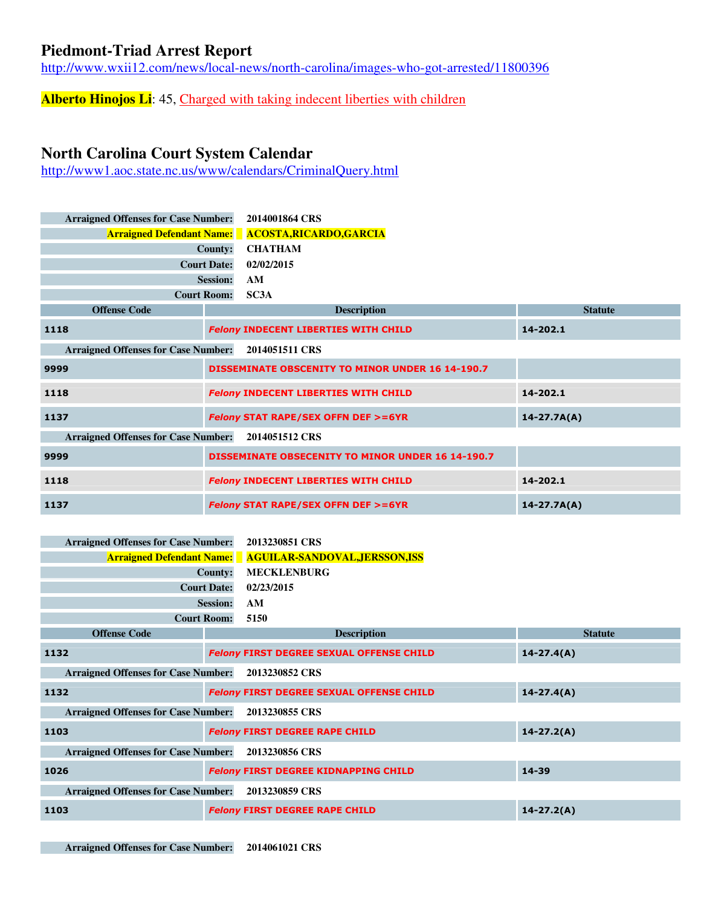## Piedmont-Triad Arrest Report

http://www.wxii12.com/news/local-news/north-carolina/images-who-got-arrested/11800396

**Alberto Hinojos Li**: 45, Charged with taking indecent liberties with children

## North Carolina Court System Calendar

http://www1.aoc.state.nc.us/www/calendars/CriminalQuery.html

| | |
|---|---|
| **Arraigned Offenses for Case Number:** | **2014001864 CRS** |
| **Arraigned Defendant Name:** | **ACOSTA,RICARDO,GARCIA** |
| **County:** | **CHATHAM** |
| **Court Date:** | **02/02/2015** |
| **Session:** | **AM** |
| **Court Room:** | **SC3A** |

| Offense Code | Description | Statute |
|---|---|---|
| **1118** | *Felony* **INDECENT LIBERTIES WITH CHILD** | **14-202.1** |
| **Arraigned Offenses for Case Number:** | **2014051511 CRS** | |
| **9999** | **DISSEMINATE OBSCENITY TO MINOR UNDER 16 14-190.7** | |
| **1118** | *Felony* **INDECENT LIBERTIES WITH CHILD** | **14-202.1** |
| **1137** | *Felony* **STAT RAPE/SEX OFFN DEF >=6YR** | **14-27.7A(A)** |
| **Arraigned Offenses for Case Number:** | **2014051512 CRS** | |
| **9999** | **DISSEMINATE OBSECENITY TO MINOR UNDER 16 14-190.7** | |
| **1118** | *Felony* **INDECENT LIBERTIES WITH CHILD** | **14-202.1** |
| **1137** | *Felony* **STAT RAPE/SEX OFFN DEF >=6YR** | **14-27.7A(A)** |

| | |
|---|---|
| **Arraigned Offenses for Case Number:** | **2013230851 CRS** |
| **Arraigned Defendant Name:** | **AGUILAR-SANDOVAL,JERSSON,ISS** |
| **County:** | **MECKLENBURG** |
| **Court Date:** | **02/23/2015** |
| **Session:** | **AM** |
| **Court Room:** | **5150** |

| Offense Code | Description | Statute |
|---|---|---|
| **1132** | *Felony* **FIRST DEGREE SEXUAL OFFENSE CHILD** | **14-27.4(A)** |
| **Arraigned Offenses for Case Number:** | **2013230852 CRS** | |
| **1132** | *Felony* **FIRST DEGREE SEXUAL OFFENSE CHILD** | **14-27.4(A)** |
| **Arraigned Offenses for Case Number:** | **2013230855 CRS** | |
| **1103** | *Felony* **FIRST DEGREE RAPE CHILD** | **14-27.2(A)** |
| **Arraigned Offenses for Case Number:** | **2013230856 CRS** | |
| **1026** | *Felony* **FIRST DEGREE KIDNAPPING CHILD** | **14-39** |
| **Arraigned Offenses for Case Number:** | **2013230859 CRS** | |
| **1103** | *Felony* **FIRST DEGREE RAPE CHILD** | **14-27.2(A)** |

| | |
|---|---|
| **Arraigned Offenses for Case Number:** | **2014061021 CRS** |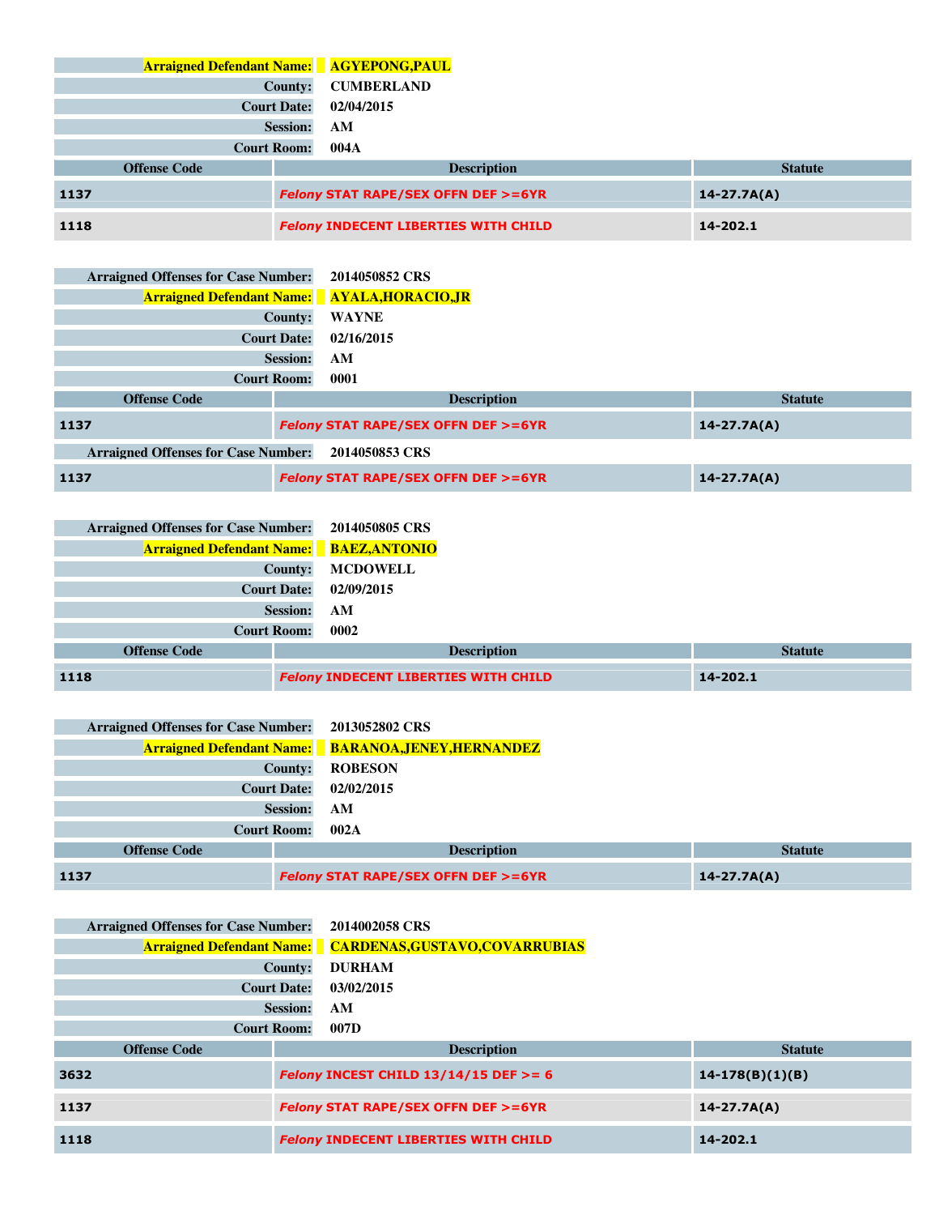| | |
|---|---|
| **Arraigned Defendant Name:** | **AGYEPONG,PAUL** |
| **County:** | **CUMBERLAND** |
| **Court Date:** | **02/04/2015** |
| **Session:** | **AM** |
| **Court Room:** | **004A** |

| Offense Code | Description | Statute |
|---|---|---|
| **1137** | ***Felony*** **STAT RAPE/SEX OFFN DEF >=6YR** | **14-27.7A(A)** |
| **1118** | ***Felony*** **INDECENT LIBERTIES WITH CHILD** | **14-202.1** |

| | |
|---|---|
| **Arraigned Offenses for Case Number:** | **2014050852 CRS** |
| **Arraigned Defendant Name:** | **AYALA,HORACIO,JR** |
| **County:** | **WAYNE** |
| **Court Date:** | **02/16/2015** |
| **Session:** | **AM** |
| **Court Room:** | **0001** |

| Offense Code | Description | Statute |
|---|---|---|
| **1137** | ***Felony*** **STAT RAPE/SEX OFFN DEF >=6YR** | **14-27.7A(A)** |

| | |
|---|---|
| **Arraigned Offenses for Case Number:** | **2014050853 CRS** |

| Offense Code | Description | Statute |
|---|---|---|
| **1137** | ***Felony*** **STAT RAPE/SEX OFFN DEF >=6YR** | **14-27.7A(A)** |

| | |
|---|---|
| **Arraigned Offenses for Case Number:** | **2014050805 CRS** |
| **Arraigned Defendant Name:** | **BAEZ,ANTONIO** |
| **County:** | **MCDOWELL** |
| **Court Date:** | **02/09/2015** |
| **Session:** | **AM** |
| **Court Room:** | **0002** |

| Offense Code | Description | Statute |
|---|---|---|
| **1118** | ***Felony*** **INDECENT LIBERTIES WITH CHILD** | **14-202.1** |

| | |
|---|---|
| **Arraigned Offenses for Case Number:** | **2013052802 CRS** |
| **Arraigned Defendant Name:** | **BARANOA,JENEY,HERNANDEZ** |
| **County:** | **ROBESON** |
| **Court Date:** | **02/02/2015** |
| **Session:** | **AM** |
| **Court Room:** | **002A** |

| Offense Code | Description | Statute |
|---|---|---|
| **1137** | ***Felony*** **STAT RAPE/SEX OFFN DEF >=6YR** | **14-27.7A(A)** |

| | |
|---|---|
| **Arraigned Offenses for Case Number:** | **2014002058 CRS** |
| **Arraigned Defendant Name:** | **CARDENAS,GUSTAVO,COVARRUBIAS** |
| **County:** | **DURHAM** |
| **Court Date:** | **03/02/2015** |
| **Session:** | **AM** |
| **Court Room:** | **007D** |

| Offense Code | Description | Statute |
|---|---|---|
| **3632** | ***Felony*** **INCEST CHILD 13/14/15 DEF >= 6** | **14-178(B)(1)(B)** |
| **1137** | ***Felony*** **STAT RAPE/SEX OFFN DEF >=6YR** | **14-27.7A(A)** |
| **1118** | ***Felony*** **INDECENT LIBERTIES WITH CHILD** | **14-202.1** |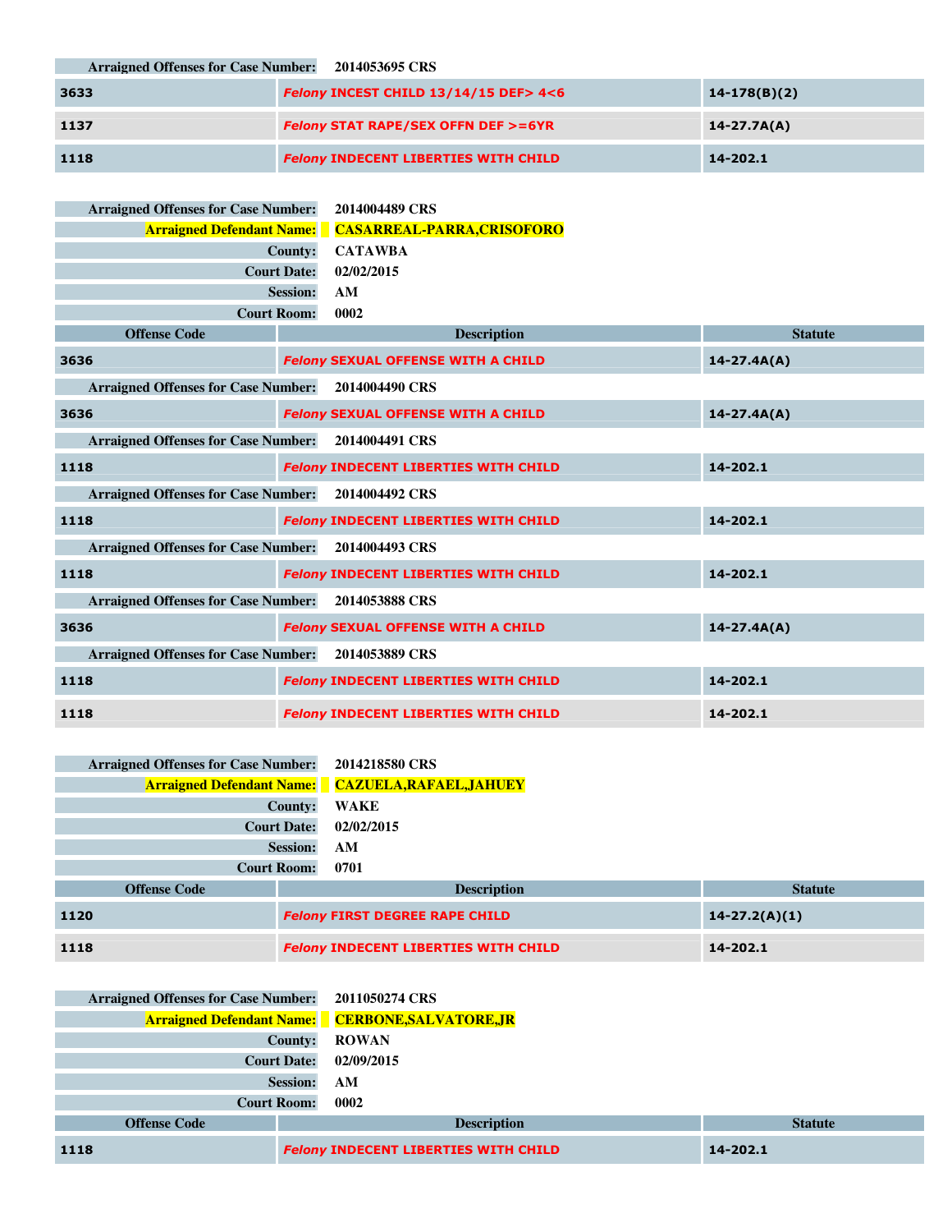**Arraigned Offenses for Case Number:** 2014053695 CRS

| | | |
|---|---|---|
| 3633 | *Felony* INCEST CHILD 13/14/15 DEF> 4<6 | 14-178(B)(2) |
| 1137 | *Felony* STAT RAPE/SEX OFFN DEF >=6YR | 14-27.7A(A) |
| 1118 | *Felony* INDECENT LIBERTIES WITH CHILD | 14-202.1 |

**Arraigned Offenses for Case Number:** 2014004489 CRS
**Arraigned Defendant Name:** CASARREAL-PARRA,CRISOFORO
**County:** CATAWBA
**Court Date:** 02/02/2015
**Session:** AM
**Court Room:** 0002

| Offense Code | Description | Statute |
|---|---|---|
| 3636 | *Felony* SEXUAL OFFENSE WITH A CHILD | 14-27.4A(A) |

**Arraigned Offenses for Case Number:** 2014004490 CRS

| | | |
|---|---|---|
| 3636 | *Felony* SEXUAL OFFENSE WITH A CHILD | 14-27.4A(A) |

**Arraigned Offenses for Case Number:** 2014004491 CRS

| | | |
|---|---|---|
| 1118 | *Felony* INDECENT LIBERTIES WITH CHILD | 14-202.1 |

**Arraigned Offenses for Case Number:** 2014004492 CRS

| | | |
|---|---|---|
| 1118 | *Felony* INDECENT LIBERTIES WITH CHILD | 14-202.1 |

**Arraigned Offenses for Case Number:** 2014004493 CRS

| | | |
|---|---|---|
| 1118 | *Felony* INDECENT LIBERTIES WITH CHILD | 14-202.1 |

**Arraigned Offenses for Case Number:** 2014053888 CRS

| | | |
|---|---|---|
| 3636 | *Felony* SEXUAL OFFENSE WITH A CHILD | 14-27.4A(A) |

**Arraigned Offenses for Case Number:** 2014053889 CRS

| | | |
|---|---|---|
| 1118 | *Felony* INDECENT LIBERTIES WITH CHILD | 14-202.1 |
| 1118 | *Felony* INDECENT LIBERTIES WITH CHILD | 14-202.1 |

**Arraigned Offenses for Case Number:** 2014218580 CRS
**Arraigned Defendant Name:** CAZUELA,RAFAEL,JAHUEY
**County:** WAKE
**Court Date:** 02/02/2015
**Session:** AM
**Court Room:** 0701

| Offense Code | Description | Statute |
|---|---|---|
| 1120 | *Felony* FIRST DEGREE RAPE CHILD | 14-27.2(A)(1) |
| 1118 | *Felony* INDECENT LIBERTIES WITH CHILD | 14-202.1 |

**Arraigned Offenses for Case Number:** 2011050274 CRS
**Arraigned Defendant Name:** CERBONE,SALVATORE,JR
**County:** ROWAN
**Court Date:** 02/09/2015
**Session:** AM
**Court Room:** 0002

| Offense Code | Description | Statute |
|---|---|---|
| 1118 | *Felony* INDECENT LIBERTIES WITH CHILD | 14-202.1 |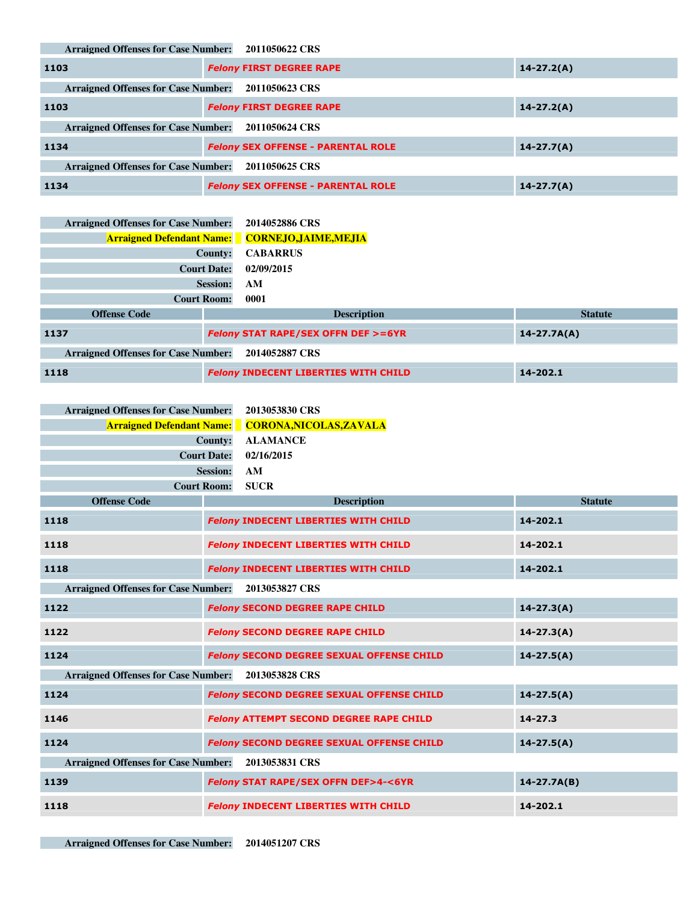**Arraigned Offenses for Case Number:** 2011050622 CRS

| Offense Code | Description | Statute |
|---|---|---|
| 1103 | *Felony* FIRST DEGREE RAPE | 14-27.2(A) |

**Arraigned Offenses for Case Number:** 2011050623 CRS

| Offense Code | Description | Statute |
|---|---|---|
| 1103 | *Felony* FIRST DEGREE RAPE | 14-27.2(A) |

**Arraigned Offenses for Case Number:** 2011050624 CRS

| Offense Code | Description | Statute |
|---|---|---|
| 1134 | *Felony* SEX OFFENSE - PARENTAL ROLE | 14-27.7(A) |

**Arraigned Offenses for Case Number:** 2011050625 CRS

| Offense Code | Description | Statute |
|---|---|---|
| 1134 | *Felony* SEX OFFENSE - PARENTAL ROLE | 14-27.7(A) |

**Arraigned Offenses for Case Number:** 2014052886 CRS
**Arraigned Defendant Name:** CORNEJO,JAIME,MEJIA
**County:** CABARRUS
**Court Date:** 02/09/2015
**Session:** AM
**Court Room:** 0001

| Offense Code | Description | Statute |
|---|---|---|
| 1137 | *Felony* STAT RAPE/SEX OFFN DEF >=6YR | 14-27.7A(A) |

**Arraigned Offenses for Case Number:** 2014052887 CRS

| Offense Code | Description | Statute |
|---|---|---|
| 1118 | *Felony* INDECENT LIBERTIES WITH CHILD | 14-202.1 |

**Arraigned Offenses for Case Number:** 2013053830 CRS
**Arraigned Defendant Name:** CORONA,NICOLAS,ZAVALA
**County:** ALAMANCE
**Court Date:** 02/16/2015
**Session:** AM
**Court Room:** SUCR

| Offense Code | Description | Statute |
|---|---|---|
| 1118 | *Felony* INDECENT LIBERTIES WITH CHILD | 14-202.1 |
| 1118 | *Felony* INDECENT LIBERTIES WITH CHILD | 14-202.1 |
| 1118 | *Felony* INDECENT LIBERTIES WITH CHILD | 14-202.1 |

**Arraigned Offenses for Case Number:** 2013053827 CRS

| Offense Code | Description | Statute |
|---|---|---|
| 1122 | *Felony* SECOND DEGREE RAPE CHILD | 14-27.3(A) |
| 1122 | *Felony* SECOND DEGREE RAPE CHILD | 14-27.3(A) |
| 1124 | *Felony* SECOND DEGREE SEXUAL OFFENSE CHILD | 14-27.5(A) |

**Arraigned Offenses for Case Number:** 2013053828 CRS

| Offense Code | Description | Statute |
|---|---|---|
| 1124 | *Felony* SECOND DEGREE SEXUAL OFFENSE CHILD | 14-27.5(A) |
| 1146 | *Felony* ATTEMPT SECOND DEGREE RAPE CHILD | 14-27.3 |
| 1124 | *Felony* SECOND DEGREE SEXUAL OFFENSE CHILD | 14-27.5(A) |

**Arraigned Offenses for Case Number:** 2013053831 CRS

| Offense Code | Description | Statute |
|---|---|---|
| 1139 | *Felony* STAT RAPE/SEX OFFN DEF>4-<6YR | 14-27.7A(B) |
| 1118 | *Felony* INDECENT LIBERTIES WITH CHILD | 14-202.1 |

**Arraigned Offenses for Case Number:** 2014051207 CRS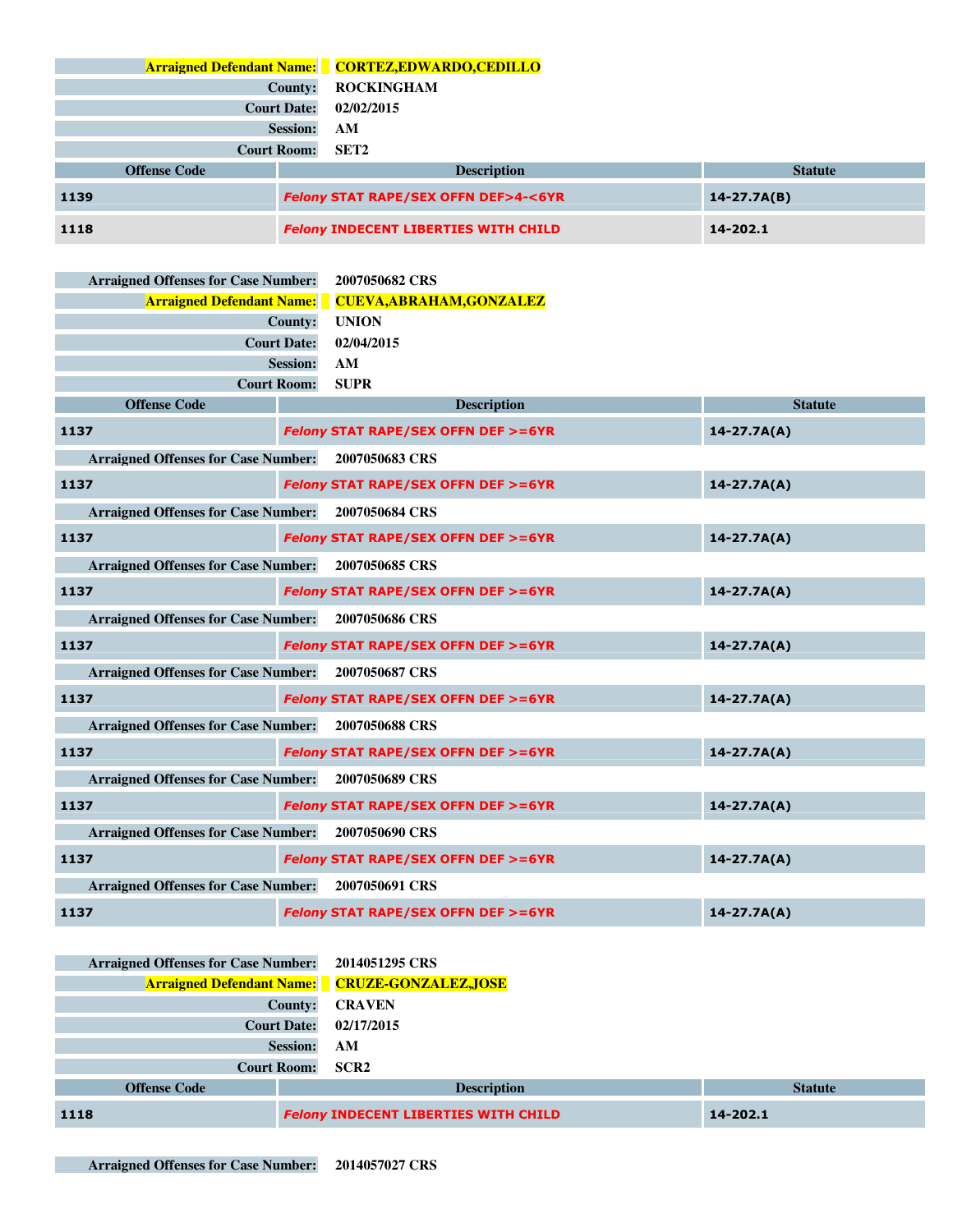| | |
|---|---|
| **Arraigned Defendant Name:** | **CORTEZ,EDWARDO,CEDILLO** |
| **County:** | **ROCKINGHAM** |
| **Court Date:** | **02/02/2015** |
| **Session:** | **AM** |
| **Court Room:** | **SET2** |

| Offense Code | Description | Statute |
|---|---|---|
| 1139 | *Felony* STAT RAPE/SEX OFFN DEF>4-<6YR | 14-27.7A(B) |
| 1118 | *Felony* INDECENT LIBERTIES WITH CHILD | 14-202.1 |

| | |
|---|---|
| **Arraigned Offenses for Case Number:** | **2007050682 CRS** |
| **Arraigned Defendant Name:** | **CUEVA,ABRAHAM,GONZALEZ** |
| **County:** | **UNION** |
| **Court Date:** | **02/04/2015** |
| **Session:** | **AM** |
| **Court Room:** | **SUPR** |

| Offense Code | Description | Statute |
|---|---|---|
| 1137 | *Felony* STAT RAPE/SEX OFFN DEF >=6YR | 14-27.7A(A) |
| **Arraigned Offenses for Case Number:** | **2007050683 CRS** | |
| 1137 | *Felony* STAT RAPE/SEX OFFN DEF >=6YR | 14-27.7A(A) |
| **Arraigned Offenses for Case Number:** | **2007050684 CRS** | |
| 1137 | *Felony* STAT RAPE/SEX OFFN DEF >=6YR | 14-27.7A(A) |
| **Arraigned Offenses for Case Number:** | **2007050685 CRS** | |
| 1137 | *Felony* STAT RAPE/SEX OFFN DEF >=6YR | 14-27.7A(A) |
| **Arraigned Offenses for Case Number:** | **2007050686 CRS** | |
| 1137 | *Felony* STAT RAPE/SEX OFFN DEF >=6YR | 14-27.7A(A) |
| **Arraigned Offenses for Case Number:** | **2007050687 CRS** | |
| 1137 | *Felony* STAT RAPE/SEX OFFN DEF >=6YR | 14-27.7A(A) |
| **Arraigned Offenses for Case Number:** | **2007050688 CRS** | |
| 1137 | *Felony* STAT RAPE/SEX OFFN DEF >=6YR | 14-27.7A(A) |
| **Arraigned Offenses for Case Number:** | **2007050689 CRS** | |
| 1137 | *Felony* STAT RAPE/SEX OFFN DEF >=6YR | 14-27.7A(A) |
| **Arraigned Offenses for Case Number:** | **2007050690 CRS** | |
| 1137 | *Felony* STAT RAPE/SEX OFFN DEF >=6YR | 14-27.7A(A) |
| **Arraigned Offenses for Case Number:** | **2007050691 CRS** | |
| 1137 | *Felony* STAT RAPE/SEX OFFN DEF >=6YR | 14-27.7A(A) |

| | |
|---|---|
| **Arraigned Offenses for Case Number:** | **2014051295 CRS** |
| **Arraigned Defendant Name:** | **CRUZE-GONZALEZ,JOSE** |
| **County:** | **CRAVEN** |
| **Court Date:** | **02/17/2015** |
| **Session:** | **AM** |
| **Court Room:** | **SCR2** |

| Offense Code | Description | Statute |
|---|---|---|
| 1118 | *Felony* INDECENT LIBERTIES WITH CHILD | 14-202.1 |

| | |
|---|---|
| **Arraigned Offenses for Case Number:** | **2014057027 CRS** |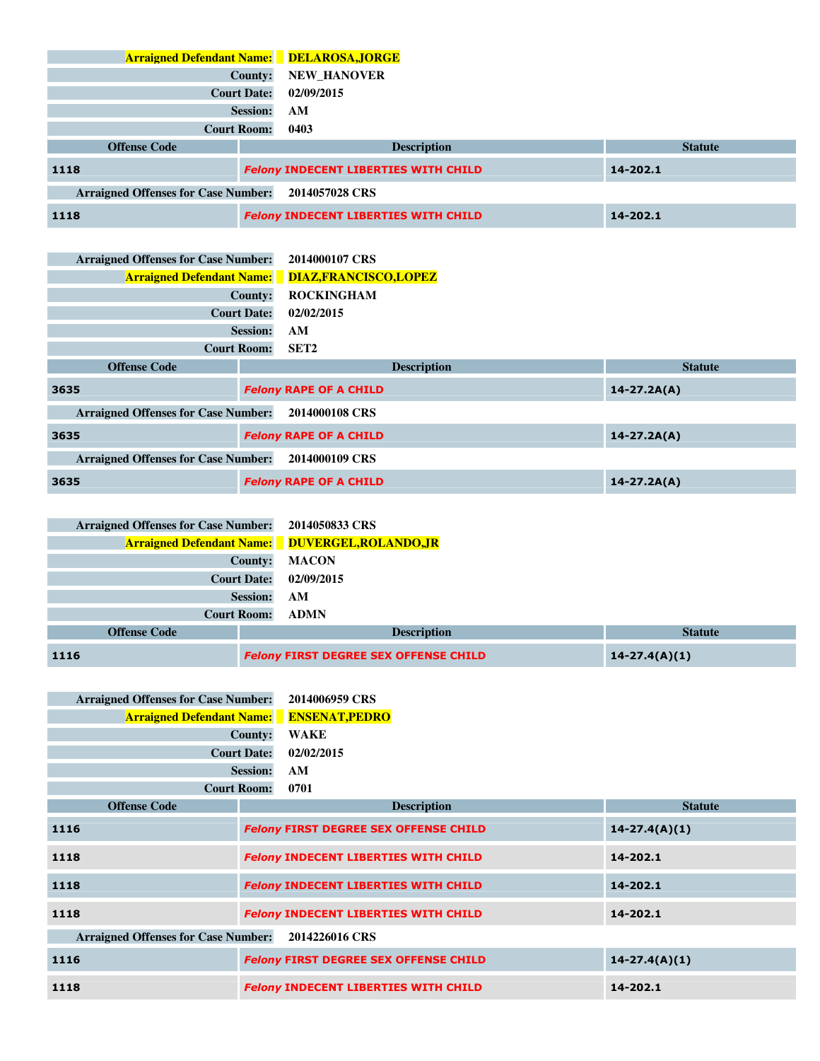| | |
|---|---|
| **Arraigned Defendant Name:** | **DELAROSA,JORGE** |
| **County:** | **NEW_HANOVER** |
| **Court Date:** | **02/09/2015** |
| **Session:** | **AM** |
| **Court Room:** | **0403** |

| Offense Code | Description | Statute |
|---|---|---|
| 1118 | *Felony* INDECENT LIBERTIES WITH CHILD | 14-202.1 |
| **Arraigned Offenses for Case Number:** | **2014057028 CRS** | |
| 1118 | *Felony* INDECENT LIBERTIES WITH CHILD | 14-202.1 |

| | |
|---|---|
| **Arraigned Offenses for Case Number:** | **2014000107 CRS** |
| **Arraigned Defendant Name:** | **DIAZ,FRANCISCO,LOPEZ** |
| **County:** | **ROCKINGHAM** |
| **Court Date:** | **02/02/2015** |
| **Session:** | **AM** |
| **Court Room:** | **SET2** |

| Offense Code | Description | Statute |
|---|---|---|
| 3635 | *Felony* RAPE OF A CHILD | 14-27.2A(A) |
| **Arraigned Offenses for Case Number:** | **2014000108 CRS** | |
| 3635 | *Felony* RAPE OF A CHILD | 14-27.2A(A) |
| **Arraigned Offenses for Case Number:** | **2014000109 CRS** | |
| 3635 | *Felony* RAPE OF A CHILD | 14-27.2A(A) |

| | |
|---|---|
| **Arraigned Offenses for Case Number:** | **2014050833 CRS** |
| **Arraigned Defendant Name:** | **DUVERGEL,ROLANDO,JR** |
| **County:** | **MACON** |
| **Court Date:** | **02/09/2015** |
| **Session:** | **AM** |
| **Court Room:** | **ADMN** |

| Offense Code | Description | Statute |
|---|---|---|
| 1116 | *Felony* FIRST DEGREE SEX OFFENSE CHILD | 14-27.4(A)(1) |

| | |
|---|---|
| **Arraigned Offenses for Case Number:** | **2014006959 CRS** |
| **Arraigned Defendant Name:** | **ENSENAT,PEDRO** |
| **County:** | **WAKE** |
| **Court Date:** | **02/02/2015** |
| **Session:** | **AM** |
| **Court Room:** | **0701** |

| Offense Code | Description | Statute |
|---|---|---|
| 1116 | *Felony* FIRST DEGREE SEX OFFENSE CHILD | 14-27.4(A)(1) |
| 1118 | *Felony* INDECENT LIBERTIES WITH CHILD | 14-202.1 |
| 1118 | *Felony* INDECENT LIBERTIES WITH CHILD | 14-202.1 |
| 1118 | *Felony* INDECENT LIBERTIES WITH CHILD | 14-202.1 |
| **Arraigned Offenses for Case Number:** | **2014226016 CRS** | |
| 1116 | *Felony* FIRST DEGREE SEX OFFENSE CHILD | 14-27.4(A)(1) |
| 1118 | *Felony* INDECENT LIBERTIES WITH CHILD | 14-202.1 |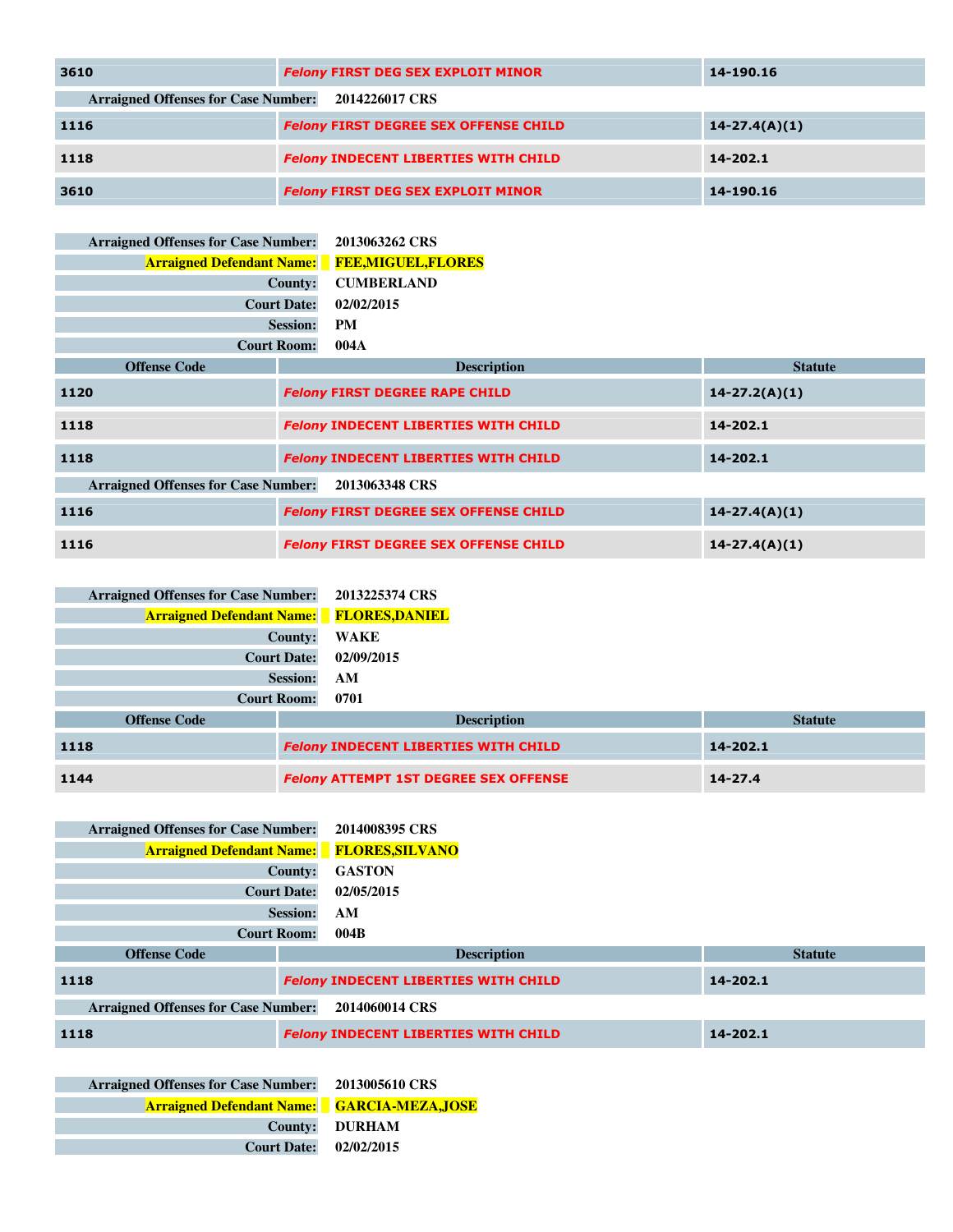| | | |
|---|---|---|
| 3610 | *Felony* FIRST DEG SEX EXPLOIT MINOR | 14-190.16 |

**Arraigned Offenses for Case Number:** 2014226017 CRS

| | | |
|---|---|---|
| 1116 | *Felony* FIRST DEGREE SEX OFFENSE CHILD | 14-27.4(A)(1) |
| 1118 | *Felony* INDECENT LIBERTIES WITH CHILD | 14-202.1 |
| 3610 | *Felony* FIRST DEG SEX EXPLOIT MINOR | 14-190.16 |

**Arraigned Offenses for Case Number:** 2013063262 CRS
**Arraigned Defendant Name:** FEE,MIGUEL,FLORES
**County:** CUMBERLAND
**Court Date:** 02/02/2015
**Session:** PM
**Court Room:** 004A

| Offense Code | Description | Statute |
|---|---|---|
| 1120 | *Felony* FIRST DEGREE RAPE CHILD | 14-27.2(A)(1) |
| 1118 | *Felony* INDECENT LIBERTIES WITH CHILD | 14-202.1 |
| 1118 | *Felony* INDECENT LIBERTIES WITH CHILD | 14-202.1 |

**Arraigned Offenses for Case Number:** 2013063348 CRS

| | | |
|---|---|---|
| 1116 | *Felony* FIRST DEGREE SEX OFFENSE CHILD | 14-27.4(A)(1) |
| 1116 | *Felony* FIRST DEGREE SEX OFFENSE CHILD | 14-27.4(A)(1) |

**Arraigned Offenses for Case Number:** 2013225374 CRS
**Arraigned Defendant Name:** FLORES,DANIEL
**County:** WAKE
**Court Date:** 02/09/2015
**Session:** AM
**Court Room:** 0701

| Offense Code | Description | Statute |
|---|---|---|
| 1118 | *Felony* INDECENT LIBERTIES WITH CHILD | 14-202.1 |
| 1144 | *Felony* ATTEMPT 1ST DEGREE SEX OFFENSE | 14-27.4 |

**Arraigned Offenses for Case Number:** 2014008395 CRS
**Arraigned Defendant Name:** FLORES,SILVANO
**County:** GASTON
**Court Date:** 02/05/2015
**Session:** AM
**Court Room:** 004B

| Offense Code | Description | Statute |
|---|---|---|
| 1118 | *Felony* INDECENT LIBERTIES WITH CHILD | 14-202.1 |

**Arraigned Offenses for Case Number:** 2014060014 CRS

| | | |
|---|---|---|
| 1118 | *Felony* INDECENT LIBERTIES WITH CHILD | 14-202.1 |

**Arraigned Offenses for Case Number:** 2013005610 CRS
**Arraigned Defendant Name:** GARCIA-MEZA,JOSE
**County:** DURHAM
**Court Date:** 02/02/2015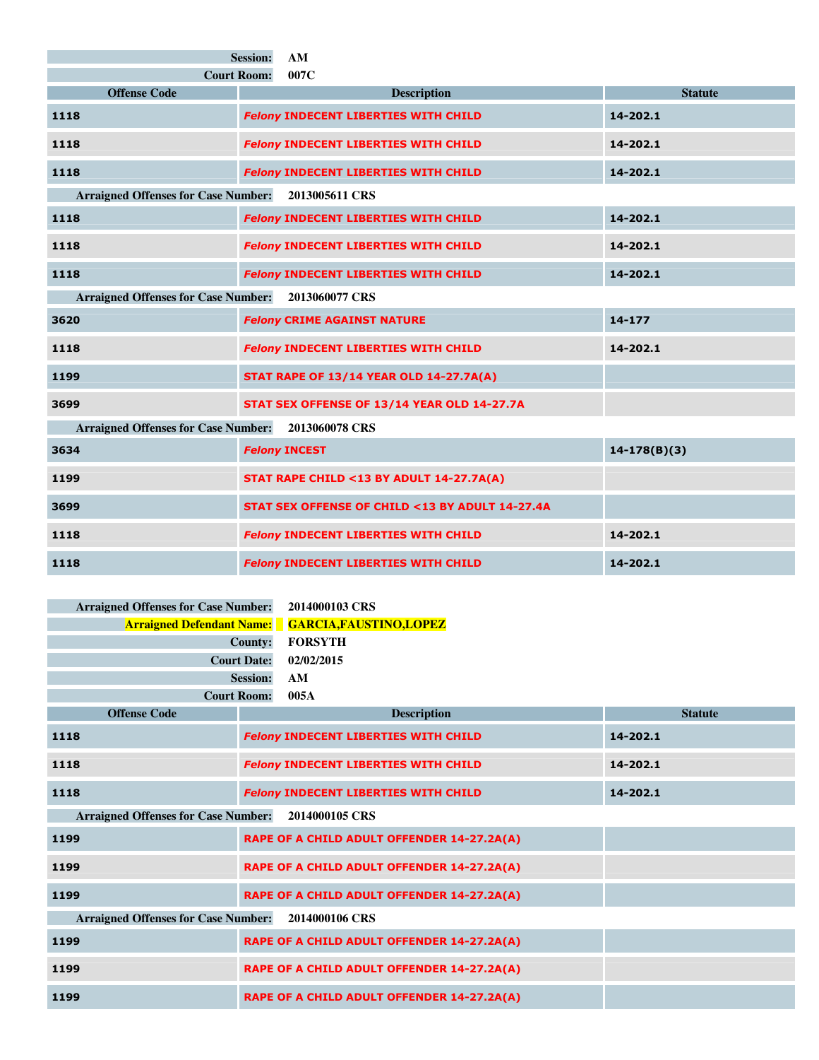| | |
|---|---|
| **Session:** | **AM** |
| **Court Room:** | **007C** |

| Offense Code | Description | Statute |
|---|---|---|
| 1118 | *Felony* INDECENT LIBERTIES WITH CHILD | 14-202.1 |
| 1118 | *Felony* INDECENT LIBERTIES WITH CHILD | 14-202.1 |
| 1118 | *Felony* INDECENT LIBERTIES WITH CHILD | 14-202.1 |
| **Arraigned Offenses for Case Number:** | **2013005611 CRS** | |
| 1118 | *Felony* INDECENT LIBERTIES WITH CHILD | 14-202.1 |
| 1118 | *Felony* INDECENT LIBERTIES WITH CHILD | 14-202.1 |
| 1118 | *Felony* INDECENT LIBERTIES WITH CHILD | 14-202.1 |
| **Arraigned Offenses for Case Number:** | **2013060077 CRS** | |
| 3620 | *Felony* CRIME AGAINST NATURE | 14-177 |
| 1118 | *Felony* INDECENT LIBERTIES WITH CHILD | 14-202.1 |
| 1199 | STAT RAPE OF 13/14 YEAR OLD 14-27.7A(A) | |
| 3699 | STAT SEX OFFENSE OF 13/14 YEAR OLD 14-27.7A | |
| **Arraigned Offenses for Case Number:** | **2013060078 CRS** | |
| 3634 | *Felony* INCEST | 14-178(B)(3) |
| 1199 | STAT RAPE CHILD <13 BY ADULT 14-27.7A(A) | |
| 3699 | STAT SEX OFFENSE OF CHILD <13 BY ADULT 14-27.4A | |
| 1118 | *Felony* INDECENT LIBERTIES WITH CHILD | 14-202.1 |
| 1118 | *Felony* INDECENT LIBERTIES WITH CHILD | 14-202.1 |

| | |
|---|---|
| **Arraigned Offenses for Case Number:** | **2014000103 CRS** |
| **Arraigned Defendant Name:** | **GARCIA,FAUSTINO,LOPEZ** |
| **County:** | **FORSYTH** |
| **Court Date:** | **02/02/2015** |
| **Session:** | **AM** |
| **Court Room:** | **005A** |

| Offense Code | Description | Statute |
|---|---|---|
| 1118 | *Felony* INDECENT LIBERTIES WITH CHILD | 14-202.1 |
| 1118 | *Felony* INDECENT LIBERTIES WITH CHILD | 14-202.1 |
| 1118 | *Felony* INDECENT LIBERTIES WITH CHILD | 14-202.1 |
| **Arraigned Offenses for Case Number:** | **2014000105 CRS** | |
| 1199 | RAPE OF A CHILD ADULT OFFENDER 14-27.2A(A) | |
| 1199 | RAPE OF A CHILD ADULT OFFENDER 14-27.2A(A) | |
| 1199 | RAPE OF A CHILD ADULT OFFENDER 14-27.2A(A) | |
| **Arraigned Offenses for Case Number:** | **2014000106 CRS** | |
| 1199 | RAPE OF A CHILD ADULT OFFENDER 14-27.2A(A) | |
| 1199 | RAPE OF A CHILD ADULT OFFENDER 14-27.2A(A) | |
| 1199 | RAPE OF A CHILD ADULT OFFENDER 14-27.2A(A) | |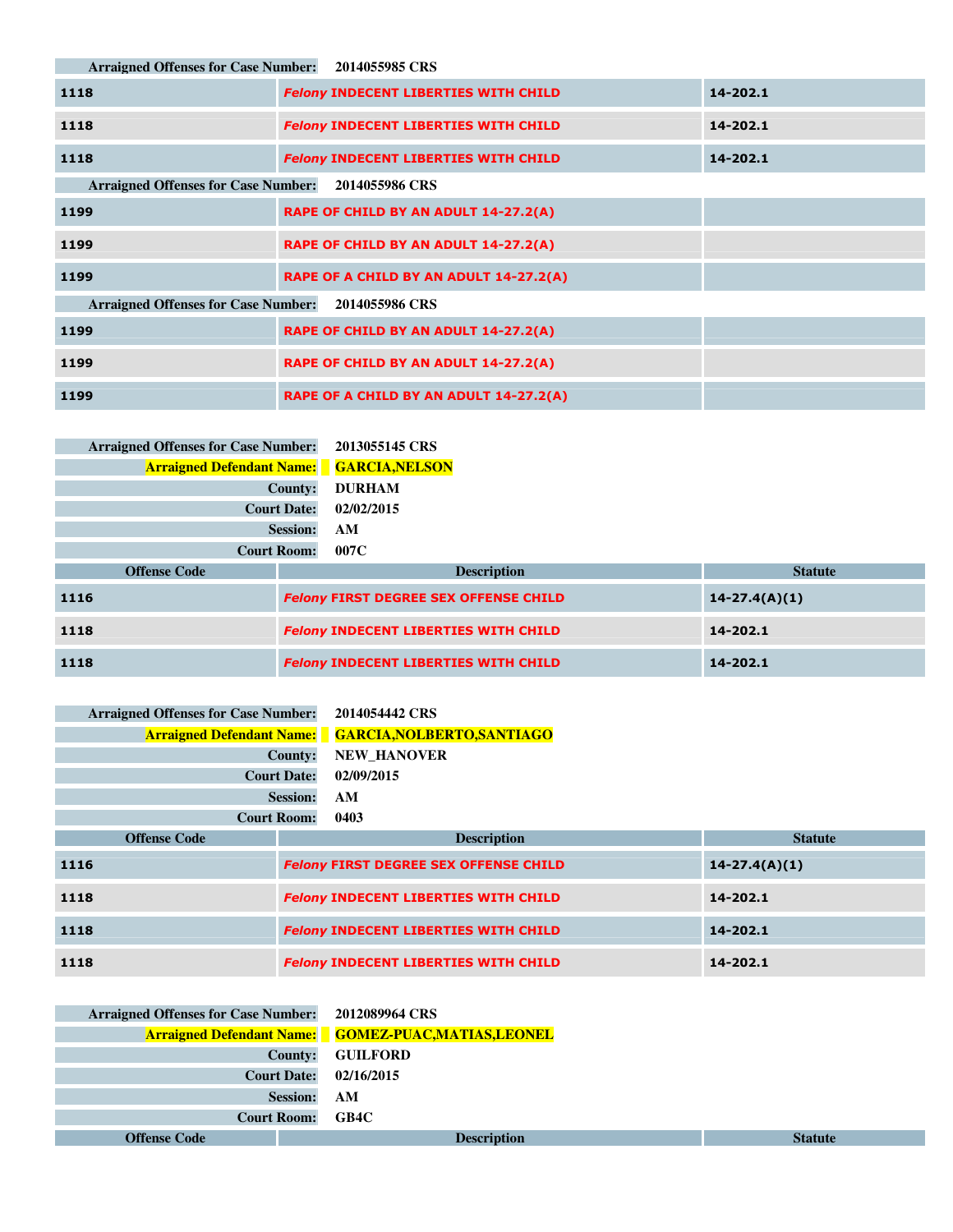| Arraigned Offenses for Case Number: | 2014055985 CRS | |
|---|---|---|
| 1118 | *Felony* INDECENT LIBERTIES WITH CHILD | 14-202.1 |
| 1118 | *Felony* INDECENT LIBERTIES WITH CHILD | 14-202.1 |
| 1118 | *Felony* INDECENT LIBERTIES WITH CHILD | 14-202.1 |
| **Arraigned Offenses for Case Number:** | **2014055986 CRS** | |
| 1199 | RAPE OF CHILD BY AN ADULT 14-27.2(A) | |
| 1199 | RAPE OF CHILD BY AN ADULT 14-27.2(A) | |
| 1199 | RAPE OF A CHILD BY AN ADULT 14-27.2(A) | |
| **Arraigned Offenses for Case Number:** | **2014055986 CRS** | |
| 1199 | RAPE OF CHILD BY AN ADULT 14-27.2(A) | |
| 1199 | RAPE OF CHILD BY AN ADULT 14-27.2(A) | |
| 1199 | RAPE OF A CHILD BY AN ADULT 14-27.2(A) | |

| | |
|---|---|
| **Arraigned Offenses for Case Number:** | **2013055145 CRS** |
| **Arraigned Defendant Name:** | **GARCIA,NELSON** |
| **County:** | **DURHAM** |
| **Court Date:** | **02/02/2015** |
| **Session:** | **AM** |
| **Court Room:** | **007C** |

| Offense Code | Description | Statute |
|---|---|---|
| 1116 | *Felony* FIRST DEGREE SEX OFFENSE CHILD | 14-27.4(A)(1) |
| 1118 | *Felony* INDECENT LIBERTIES WITH CHILD | 14-202.1 |
| 1118 | *Felony* INDECENT LIBERTIES WITH CHILD | 14-202.1 |

| | |
|---|---|
| **Arraigned Offenses for Case Number:** | **2014054442 CRS** |
| **Arraigned Defendant Name:** | **GARCIA,NOLBERTO,SANTIAGO** |
| **County:** | **NEW_HANOVER** |
| **Court Date:** | **02/09/2015** |
| **Session:** | **AM** |
| **Court Room:** | **0403** |

| Offense Code | Description | Statute |
|---|---|---|
| 1116 | *Felony* FIRST DEGREE SEX OFFENSE CHILD | 14-27.4(A)(1) |
| 1118 | *Felony* INDECENT LIBERTIES WITH CHILD | 14-202.1 |
| 1118 | *Felony* INDECENT LIBERTIES WITH CHILD | 14-202.1 |
| 1118 | *Felony* INDECENT LIBERTIES WITH CHILD | 14-202.1 |

| | |
|---|---|
| **Arraigned Offenses for Case Number:** | **2012089964 CRS** |
| **Arraigned Defendant Name:** | **GOMEZ-PUAC,MATIAS,LEONEL** |
| **County:** | **GUILFORD** |
| **Court Date:** | **02/16/2015** |
| **Session:** | **AM** |
| **Court Room:** | **GB4C** |

| Offense Code | Description | Statute |
|---|---|---|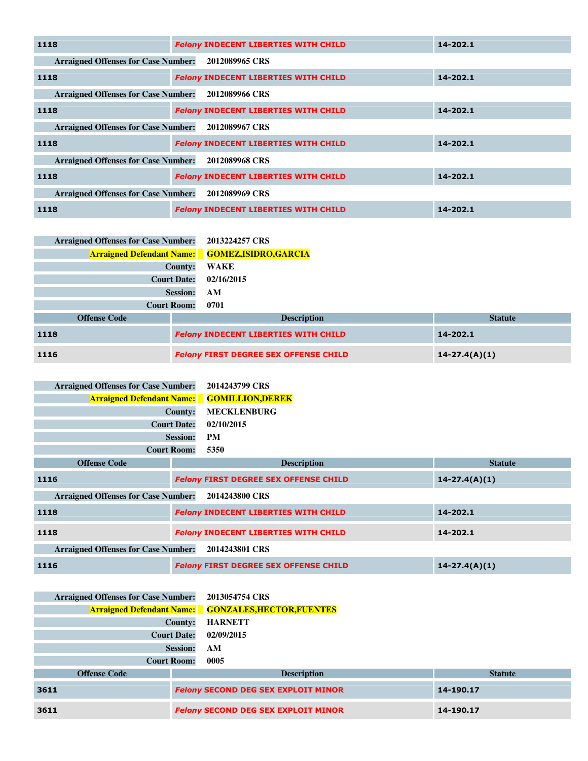| | | |
|---|---|---|
| 1118 | *Felony* INDECENT LIBERTIES WITH CHILD | 14-202.1 |

**Arraigned Offenses for Case Number:** 2012089965 CRS

| | | |
|---|---|---|
| 1118 | *Felony* INDECENT LIBERTIES WITH CHILD | 14-202.1 |

**Arraigned Offenses for Case Number:** 2012089966 CRS

| | | |
|---|---|---|
| 1118 | *Felony* INDECENT LIBERTIES WITH CHILD | 14-202.1 |

**Arraigned Offenses for Case Number:** 2012089967 CRS

| | | |
|---|---|---|
| 1118 | *Felony* INDECENT LIBERTIES WITH CHILD | 14-202.1 |

**Arraigned Offenses for Case Number:** 2012089968 CRS

| | | |
|---|---|---|
| 1118 | *Felony* INDECENT LIBERTIES WITH CHILD | 14-202.1 |

**Arraigned Offenses for Case Number:** 2012089969 CRS

| | | |
|---|---|---|
| 1118 | *Felony* INDECENT LIBERTIES WITH CHILD | 14-202.1 |

**Arraigned Offenses for Case Number:** 2013224257 CRS
**Arraigned Defendant Name:** GOMEZ,ISIDRO,GARCIA
**County:** WAKE
**Court Date:** 02/16/2015
**Session:** AM
**Court Room:** 0701

| Offense Code | Description | Statute |
|---|---|---|
| 1118 | *Felony* INDECENT LIBERTIES WITH CHILD | 14-202.1 |
| 1116 | *Felony* FIRST DEGREE SEX OFFENSE CHILD | 14-27.4(A)(1) |

**Arraigned Offenses for Case Number:** 2014243799 CRS
**Arraigned Defendant Name:** GOMILLION,DEREK
**County:** MECKLENBURG
**Court Date:** 02/10/2015
**Session:** PM
**Court Room:** 5350

| Offense Code | Description | Statute |
|---|---|---|
| 1116 | *Felony* FIRST DEGREE SEX OFFENSE CHILD | 14-27.4(A)(1) |

**Arraigned Offenses for Case Number:** 2014243800 CRS

| | | |
|---|---|---|
| 1118 | *Felony* INDECENT LIBERTIES WITH CHILD | 14-202.1 |
| 1118 | *Felony* INDECENT LIBERTIES WITH CHILD | 14-202.1 |

**Arraigned Offenses for Case Number:** 2014243801 CRS

| | | |
|---|---|---|
| 1116 | *Felony* FIRST DEGREE SEX OFFENSE CHILD | 14-27.4(A)(1) |

**Arraigned Offenses for Case Number:** 2013054754 CRS
**Arraigned Defendant Name:** GONZALES,HECTOR,FUENTES
**County:** HARNETT
**Court Date:** 02/09/2015
**Session:** AM
**Court Room:** 0005

| Offense Code | Description | Statute |
|---|---|---|
| 3611 | *Felony* SECOND DEG SEX EXPLOIT MINOR | 14-190.17 |
| 3611 | *Felony* SECOND DEG SEX EXPLOIT MINOR | 14-190.17 |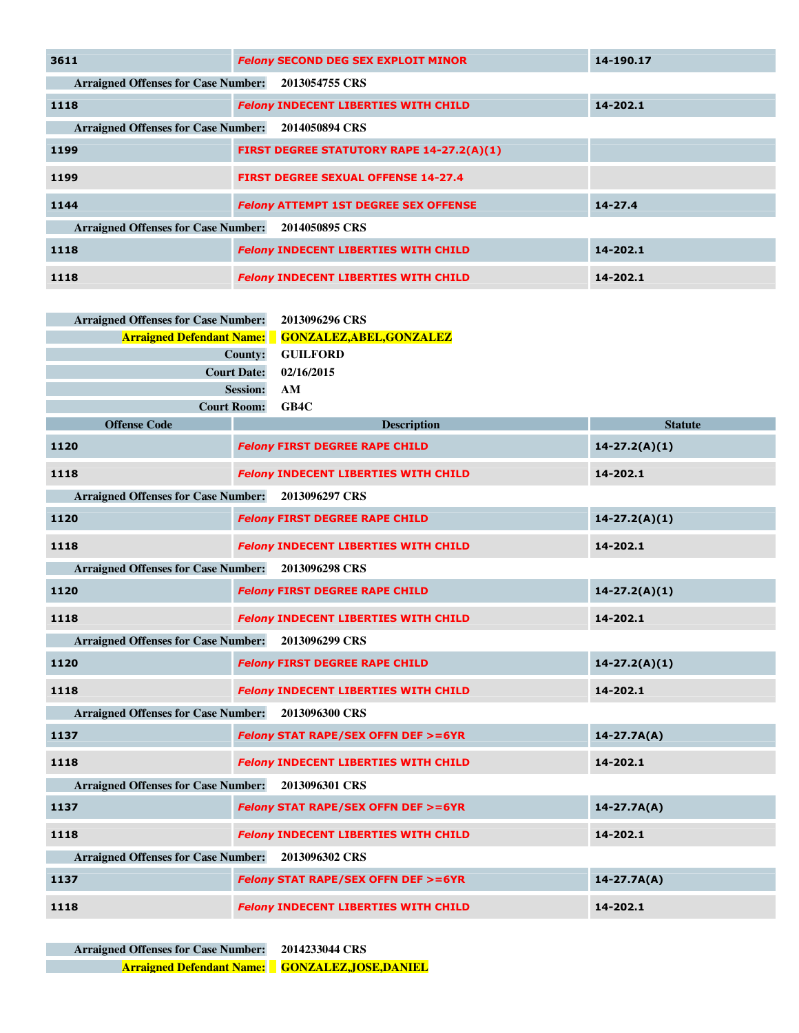| | | |
|---|---|---|
| 3611 | *Felony* SECOND DEG SEX EXPLOIT MINOR | 14-190.17 |

**Arraigned Offenses for Case Number:** 2013054755 CRS

| | | |
|---|---|---|
| 1118 | *Felony* INDECENT LIBERTIES WITH CHILD | 14-202.1 |

**Arraigned Offenses for Case Number:** 2014050894 CRS

| | | |
|---|---|---|
| 1199 | FIRST DEGREE STATUTORY RAPE 14-27.2(A)(1) | |
| 1199 | FIRST DEGREE SEXUAL OFFENSE 14-27.4 | |
| 1144 | *Felony* ATTEMPT 1ST DEGREE SEX OFFENSE | 14-27.4 |

**Arraigned Offenses for Case Number:** 2014050895 CRS

| | | |
|---|---|---|
| 1118 | *Felony* INDECENT LIBERTIES WITH CHILD | 14-202.1 |
| 1118 | *Felony* INDECENT LIBERTIES WITH CHILD | 14-202.1 |

**Arraigned Offenses for Case Number:** 2013096296 CRS
**Arraigned Defendant Name:** GONZALEZ,ABEL,GONZALEZ
**County:** GUILFORD
**Court Date:** 02/16/2015
**Session:** AM
**Court Room:** GB4C

| Offense Code | Description | Statute |
|---|---|---|
| 1120 | *Felony* FIRST DEGREE RAPE CHILD | 14-27.2(A)(1) |
| 1118 | *Felony* INDECENT LIBERTIES WITH CHILD | 14-202.1 |

**Arraigned Offenses for Case Number:** 2013096297 CRS

| | | |
|---|---|---|
| 1120 | *Felony* FIRST DEGREE RAPE CHILD | 14-27.2(A)(1) |
| 1118 | *Felony* INDECENT LIBERTIES WITH CHILD | 14-202.1 |

**Arraigned Offenses for Case Number:** 2013096298 CRS

| | | |
|---|---|---|
| 1120 | *Felony* FIRST DEGREE RAPE CHILD | 14-27.2(A)(1) |
| 1118 | *Felony* INDECENT LIBERTIES WITH CHILD | 14-202.1 |

**Arraigned Offenses for Case Number:** 2013096299 CRS

| | | |
|---|---|---|
| 1120 | *Felony* FIRST DEGREE RAPE CHILD | 14-27.2(A)(1) |
| 1118 | *Felony* INDECENT LIBERTIES WITH CHILD | 14-202.1 |

**Arraigned Offenses for Case Number:** 2013096300 CRS

| | | |
|---|---|---|
| 1137 | *Felony* STAT RAPE/SEX OFFN DEF >=6YR | 14-27.7A(A) |
| 1118 | *Felony* INDECENT LIBERTIES WITH CHILD | 14-202.1 |

**Arraigned Offenses for Case Number:** 2013096301 CRS

| | | |
|---|---|---|
| 1137 | *Felony* STAT RAPE/SEX OFFN DEF >=6YR | 14-27.7A(A) |
| 1118 | *Felony* INDECENT LIBERTIES WITH CHILD | 14-202.1 |

**Arraigned Offenses for Case Number:** 2013096302 CRS

| | | |
|---|---|---|
| 1137 | *Felony* STAT RAPE/SEX OFFN DEF >=6YR | 14-27.7A(A) |
| 1118 | *Felony* INDECENT LIBERTIES WITH CHILD | 14-202.1 |

**Arraigned Offenses for Case Number:** 2014233044 CRS
**Arraigned Defendant Name:** GONZALEZ,JOSE,DANIEL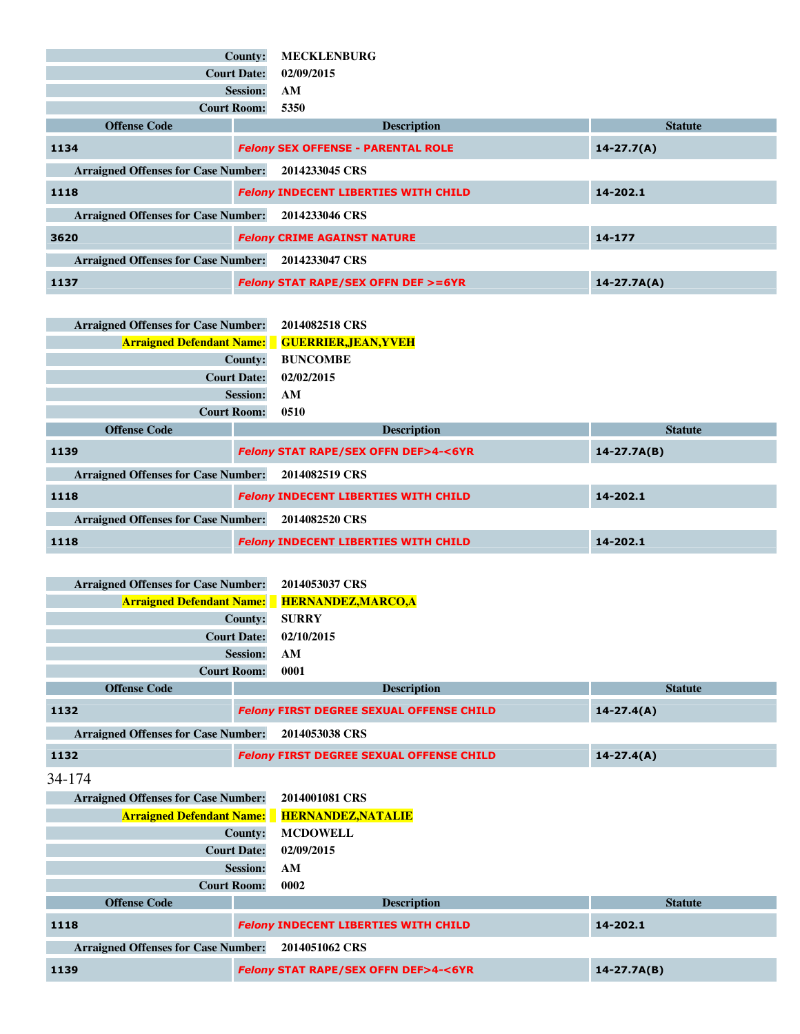| | |
|---|---|
| **County:** | **MECKLENBURG** |
| **Court Date:** | **02/09/2015** |
| **Session:** | **AM** |
| **Court Room:** | **5350** |

| Offense Code | Description | Statute |
|---|---|---|
| 1134 | *Felony* SEX OFFENSE - PARENTAL ROLE | 14-27.7(A) |
| **Arraigned Offenses for Case Number:** | **2014233045 CRS** | |
| 1118 | *Felony* INDECENT LIBERTIES WITH CHILD | 14-202.1 |
| **Arraigned Offenses for Case Number:** | **2014233046 CRS** | |
| 3620 | *Felony* CRIME AGAINST NATURE | 14-177 |
| **Arraigned Offenses for Case Number:** | **2014233047 CRS** | |
| 1137 | *Felony* STAT RAPE/SEX OFFN DEF >=6YR | 14-27.7A(A) |

| | |
|---|---|
| **Arraigned Offenses for Case Number:** | **2014082518 CRS** |
| **Arraigned Defendant Name:** | **GUERRIER,JEAN,YVEH** |
| **County:** | **BUNCOMBE** |
| **Court Date:** | **02/02/2015** |
| **Session:** | **AM** |
| **Court Room:** | **0510** |

| Offense Code | Description | Statute |
|---|---|---|
| 1139 | *Felony* STAT RAPE/SEX OFFN DEF>4-<6YR | 14-27.7A(B) |
| **Arraigned Offenses for Case Number:** | **2014082519 CRS** | |
| 1118 | *Felony* INDECENT LIBERTIES WITH CHILD | 14-202.1 |
| **Arraigned Offenses for Case Number:** | **2014082520 CRS** | |
| 1118 | *Felony* INDECENT LIBERTIES WITH CHILD | 14-202.1 |

| | |
|---|---|
| **Arraigned Offenses for Case Number:** | **2014053037 CRS** |
| **Arraigned Defendant Name:** | **HERNANDEZ,MARCO,A** |
| **County:** | **SURRY** |
| **Court Date:** | **02/10/2015** |
| **Session:** | **AM** |
| **Court Room:** | **0001** |

| Offense Code | Description | Statute |
|---|---|---|
| 1132 | *Felony* FIRST DEGREE SEXUAL OFFENSE CHILD | 14-27.4(A) |
| **Arraigned Offenses for Case Number:** | **2014053038 CRS** | |
| 1132 | *Felony* FIRST DEGREE SEXUAL OFFENSE CHILD | 14-27.4(A) |

34-174

| | |
|---|---|
| **Arraigned Offenses for Case Number:** | **2014001081 CRS** |
| **Arraigned Defendant Name:** | **HERNANDEZ,NATALIE** |
| **County:** | **MCDOWELL** |
| **Court Date:** | **02/09/2015** |
| **Session:** | **AM** |
| **Court Room:** | **0002** |

| Offense Code | Description | Statute |
|---|---|---|
| 1118 | *Felony* INDECENT LIBERTIES WITH CHILD | 14-202.1 |
| **Arraigned Offenses for Case Number:** | **2014051062 CRS** | |
| 1139 | *Felony* STAT RAPE/SEX OFFN DEF>4-<6YR | 14-27.7A(B) |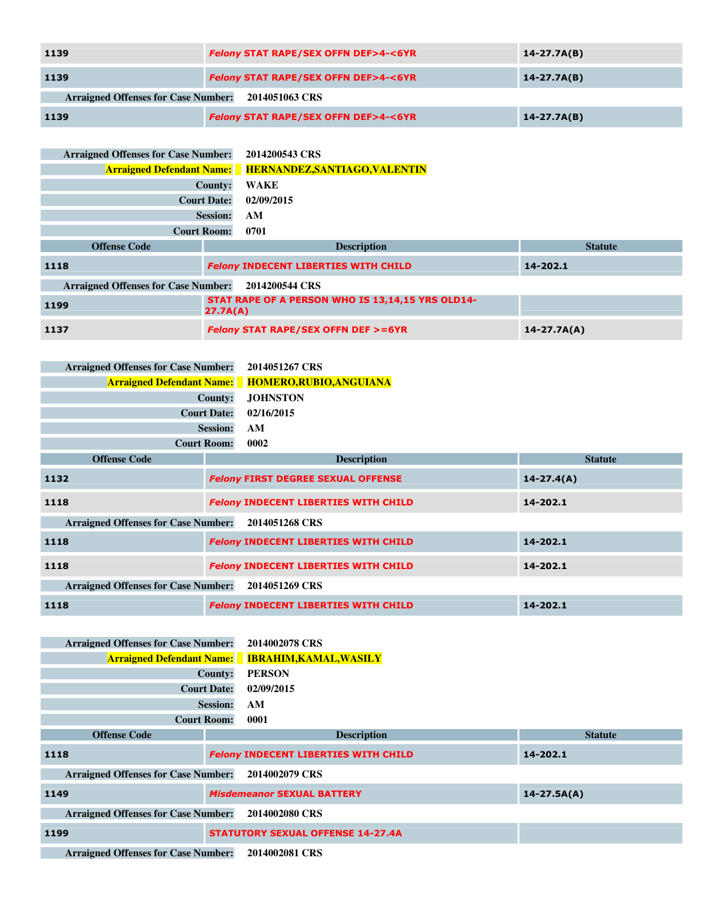| Offense Code | Description | Statute |
|---|---|---|
| 1139 | *Felony* STAT RAPE/SEX OFFN DEF>4-<6YR | 14-27.7A(B) |
| 1139 | *Felony* STAT RAPE/SEX OFFN DEF>4-<6YR | 14-27.7A(B) |

**Arraigned Offenses for Case Number:** 2014051063 CRS

| Offense Code | Description | Statute |
|---|---|---|
| 1139 | *Felony* STAT RAPE/SEX OFFN DEF>4-<6YR | 14-27.7A(B) |

**Arraigned Offenses for Case Number:** 2014200543 CRS
**Arraigned Defendant Name:** HERNANDEZ,SANTIAGO,VALENTIN
**County:** WAKE
**Court Date:** 02/09/2015
**Session:** AM
**Court Room:** 0701

| Offense Code | Description | Statute |
|---|---|---|
| 1118 | *Felony* INDECENT LIBERTIES WITH CHILD | 14-202.1 |

**Arraigned Offenses for Case Number:** 2014200544 CRS

| Offense Code | Description | Statute |
|---|---|---|
| 1199 | STAT RAPE OF A PERSON WHO IS 13,14,15 YRS OLD14-27.7A(A) | |
| 1137 | *Felony* STAT RAPE/SEX OFFN DEF >=6YR | 14-27.7A(A) |

**Arraigned Offenses for Case Number:** 2014051267 CRS
**Arraigned Defendant Name:** HOMERO,RUBIO,ANGUIANA
**County:** JOHNSTON
**Court Date:** 02/16/2015
**Session:** AM
**Court Room:** 0002

| Offense Code | Description | Statute |
|---|---|---|
| 1132 | *Felony* FIRST DEGREE SEXUAL OFFENSE | 14-27.4(A) |
| 1118 | *Felony* INDECENT LIBERTIES WITH CHILD | 14-202.1 |

**Arraigned Offenses for Case Number:** 2014051268 CRS

| Offense Code | Description | Statute |
|---|---|---|
| 1118 | *Felony* INDECENT LIBERTIES WITH CHILD | 14-202.1 |
| 1118 | *Felony* INDECENT LIBERTIES WITH CHILD | 14-202.1 |

**Arraigned Offenses for Case Number:** 2014051269 CRS

| Offense Code | Description | Statute |
|---|---|---|
| 1118 | *Felony* INDECENT LIBERTIES WITH CHILD | 14-202.1 |

**Arraigned Offenses for Case Number:** 2014002078 CRS
**Arraigned Defendant Name:** IBRAHIM,KAMAL,WASILY
**County:** PERSON
**Court Date:** 02/09/2015
**Session:** AM
**Court Room:** 0001

| Offense Code | Description | Statute |
|---|---|---|
| 1118 | *Felony* INDECENT LIBERTIES WITH CHILD | 14-202.1 |

**Arraigned Offenses for Case Number:** 2014002079 CRS

| Offense Code | Description | Statute |
|---|---|---|
| 1149 | *Misdemeanor* SEXUAL BATTERY | 14-27.5A(A) |

**Arraigned Offenses for Case Number:** 2014002080 CRS

| Offense Code | Description | Statute |
|---|---|---|
| 1199 | STATUTORY SEXUAL OFFENSE 14-27.4A | |

**Arraigned Offenses for Case Number:** 2014002081 CRS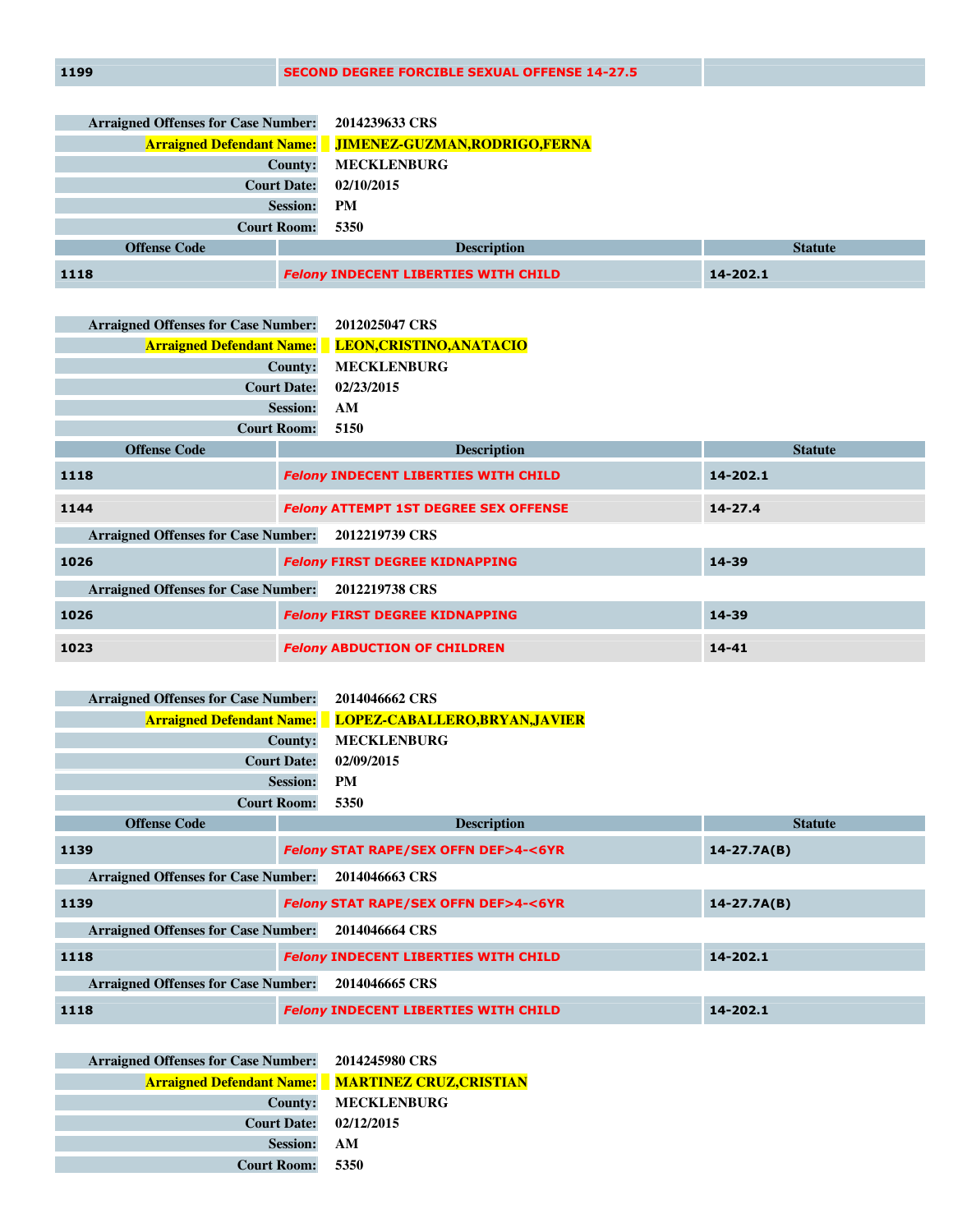| | | |
|---|---|---|
| 1199 | SECOND DEGREE FORCIBLE SEXUAL OFFENSE 14-27.5 | |

| | |
|---|---|
| **Arraigned Offenses for Case Number:** | **2014239633 CRS** |
| **Arraigned Defendant Name:** | **JIMENEZ-GUZMAN,RODRIGO,FERNA** |
| **County:** | **MECKLENBURG** |
| **Court Date:** | **02/10/2015** |
| **Session:** | **PM** |
| **Court Room:** | **5350** |

| Offense Code | Description | Statute |
|---|---|---|
| 1118 | *Felony* INDECENT LIBERTIES WITH CHILD | 14-202.1 |

| | |
|---|---|
| **Arraigned Offenses for Case Number:** | **2012025047 CRS** |
| **Arraigned Defendant Name:** | **LEON,CRISTINO,ANATACIO** |
| **County:** | **MECKLENBURG** |
| **Court Date:** | **02/23/2015** |
| **Session:** | **AM** |
| **Court Room:** | **5150** |

| Offense Code | Description | Statute |
|---|---|---|
| 1118 | *Felony* INDECENT LIBERTIES WITH CHILD | 14-202.1 |
| 1144 | *Felony* ATTEMPT 1ST DEGREE SEX OFFENSE | 14-27.4 |
| **Arraigned Offenses for Case Number:** | **2012219739 CRS** | |
| 1026 | *Felony* FIRST DEGREE KIDNAPPING | 14-39 |
| **Arraigned Offenses for Case Number:** | **2012219738 CRS** | |
| 1026 | *Felony* FIRST DEGREE KIDNAPPING | 14-39 |
| 1023 | *Felony* ABDUCTION OF CHILDREN | 14-41 |

| | |
|---|---|
| **Arraigned Offenses for Case Number:** | **2014046662 CRS** |
| **Arraigned Defendant Name:** | **LOPEZ-CABALLERO,BRYAN,JAVIER** |
| **County:** | **MECKLENBURG** |
| **Court Date:** | **02/09/2015** |
| **Session:** | **PM** |
| **Court Room:** | **5350** |

| Offense Code | Description | Statute |
|---|---|---|
| 1139 | *Felony* STAT RAPE/SEX OFFN DEF>4-<6YR | 14-27.7A(B) |
| **Arraigned Offenses for Case Number:** | **2014046663 CRS** | |
| 1139 | *Felony* STAT RAPE/SEX OFFN DEF>4-<6YR | 14-27.7A(B) |
| **Arraigned Offenses for Case Number:** | **2014046664 CRS** | |
| 1118 | *Felony* INDECENT LIBERTIES WITH CHILD | 14-202.1 |
| **Arraigned Offenses for Case Number:** | **2014046665 CRS** | |
| 1118 | *Felony* INDECENT LIBERTIES WITH CHILD | 14-202.1 |

| | |
|---|---|
| **Arraigned Offenses for Case Number:** | **2014245980 CRS** |
| **Arraigned Defendant Name:** | **MARTINEZ CRUZ,CRISTIAN** |
| **County:** | **MECKLENBURG** |
| **Court Date:** | **02/12/2015** |
| **Session:** | **AM** |
| **Court Room:** | **5350** |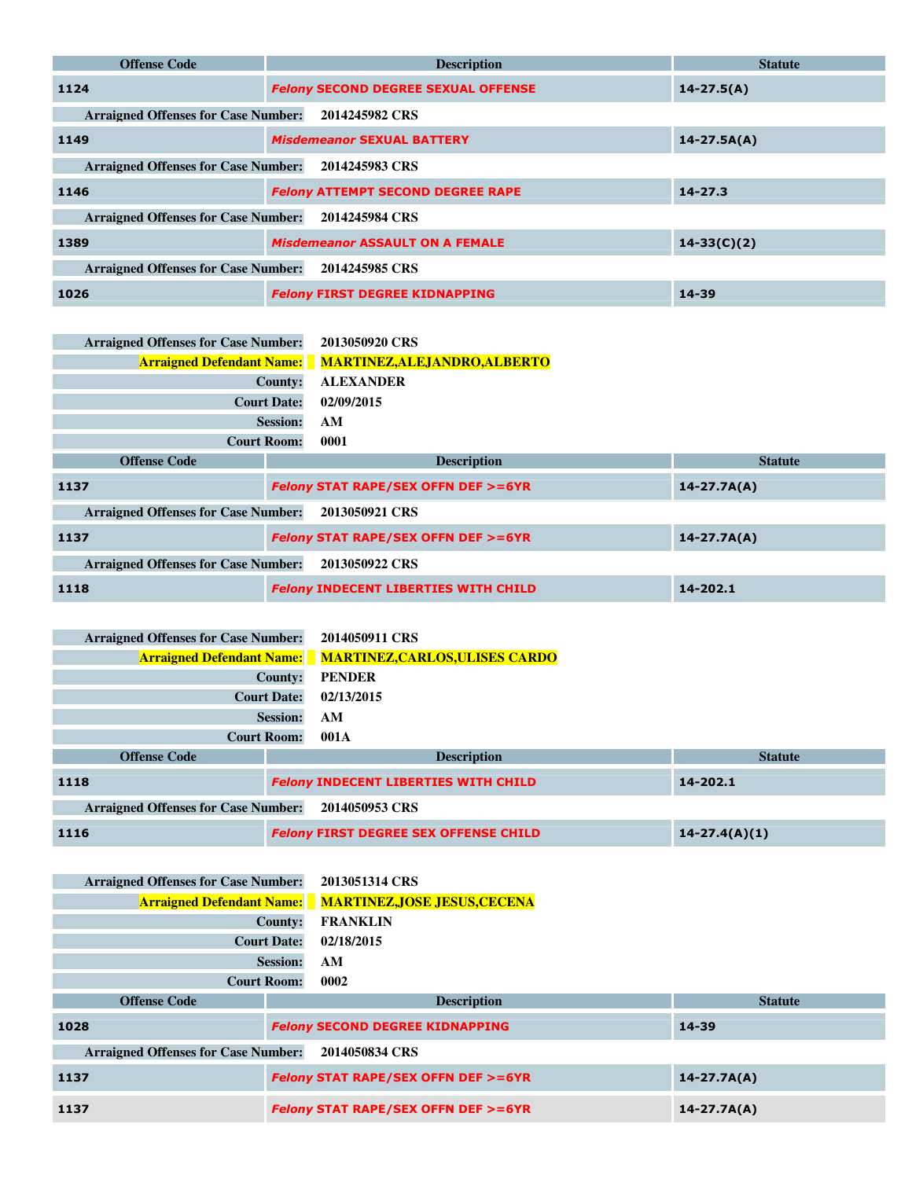| Offense Code | Description | Statute |
|---|---|---|
| 1124 | *Felony* SECOND DEGREE SEXUAL OFFENSE | 14-27.5(A) |

**Arraigned Offenses for Case Number:** 2014245982 CRS

| Offense Code | Description | Statute |
|---|---|---|
| 1149 | *Misdemeanor* SEXUAL BATTERY | 14-27.5A(A) |

**Arraigned Offenses for Case Number:** 2014245983 CRS

| Offense Code | Description | Statute |
|---|---|---|
| 1146 | *Felony* ATTEMPT SECOND DEGREE RAPE | 14-27.3 |

**Arraigned Offenses for Case Number:** 2014245984 CRS

| Offense Code | Description | Statute |
|---|---|---|
| 1389 | *Misdemeanor* ASSAULT ON A FEMALE | 14-33(C)(2) |

**Arraigned Offenses for Case Number:** 2014245985 CRS

| Offense Code | Description | Statute |
|---|---|---|
| 1026 | *Felony* FIRST DEGREE KIDNAPPING | 14-39 |

**Arraigned Offenses for Case Number:** 2013050920 CRS
**Arraigned Defendant Name:** MARTINEZ,ALEJANDRO,ALBERTO
**County:** ALEXANDER
**Court Date:** 02/09/2015
**Session:** AM
**Court Room:** 0001

| Offense Code | Description | Statute |
|---|---|---|
| 1137 | *Felony* STAT RAPE/SEX OFFN DEF >=6YR | 14-27.7A(A) |

**Arraigned Offenses for Case Number:** 2013050921 CRS

| Offense Code | Description | Statute |
|---|---|---|
| 1137 | *Felony* STAT RAPE/SEX OFFN DEF >=6YR | 14-27.7A(A) |

**Arraigned Offenses for Case Number:** 2013050922 CRS

| Offense Code | Description | Statute |
|---|---|---|
| 1118 | *Felony* INDECENT LIBERTIES WITH CHILD | 14-202.1 |

**Arraigned Offenses for Case Number:** 2014050911 CRS
**Arraigned Defendant Name:** MARTINEZ,CARLOS,ULISES CARDO
**County:** PENDER
**Court Date:** 02/13/2015
**Session:** AM
**Court Room:** 001A

| Offense Code | Description | Statute |
|---|---|---|
| 1118 | *Felony* INDECENT LIBERTIES WITH CHILD | 14-202.1 |

**Arraigned Offenses for Case Number:** 2014050953 CRS

| Offense Code | Description | Statute |
|---|---|---|
| 1116 | *Felony* FIRST DEGREE SEX OFFENSE CHILD | 14-27.4(A)(1) |

**Arraigned Offenses for Case Number:** 2013051314 CRS
**Arraigned Defendant Name:** MARTINEZ,JOSE JESUS,CECENA
**County:** FRANKLIN
**Court Date:** 02/18/2015
**Session:** AM
**Court Room:** 0002

| Offense Code | Description | Statute |
|---|---|---|
| 1028 | *Felony* SECOND DEGREE KIDNAPPING | 14-39 |

**Arraigned Offenses for Case Number:** 2014050834 CRS

| Offense Code | Description | Statute |
|---|---|---|
| 1137 | *Felony* STAT RAPE/SEX OFFN DEF >=6YR | 14-27.7A(A) |
| 1137 | *Felony* STAT RAPE/SEX OFFN DEF >=6YR | 14-27.7A(A) |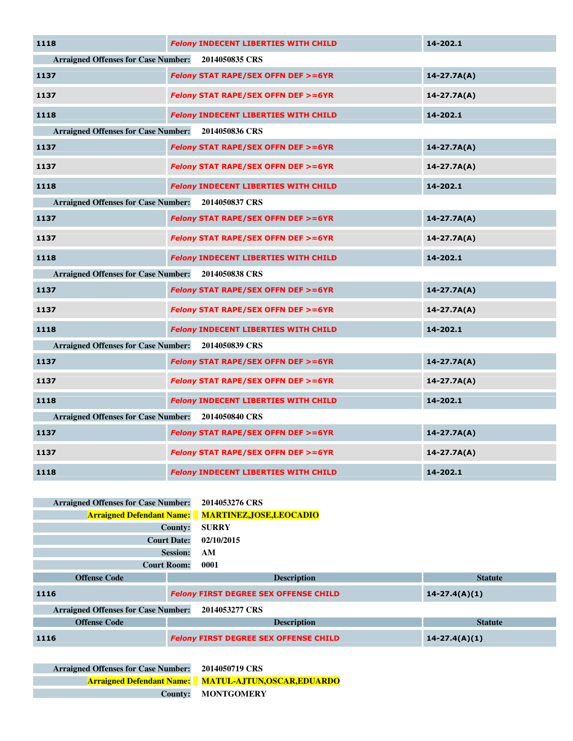| 1118 | *Felony* INDECENT LIBERTIES WITH CHILD | 14-202.1 |
|---|---|---|

**Arraigned Offenses for Case Number:** 2014050835 CRS

| 1137 | *Felony* STAT RAPE/SEX OFFN DEF >=6YR | 14-27.7A(A) |
|---|---|---|
| 1137 | *Felony* STAT RAPE/SEX OFFN DEF >=6YR | 14-27.7A(A) |
| 1118 | *Felony* INDECENT LIBERTIES WITH CHILD | 14-202.1 |

**Arraigned Offenses for Case Number:** 2014050836 CRS

| 1137 | *Felony* STAT RAPE/SEX OFFN DEF >=6YR | 14-27.7A(A) |
|---|---|---|
| 1137 | *Felony* STAT RAPE/SEX OFFN DEF >=6YR | 14-27.7A(A) |
| 1118 | *Felony* INDECENT LIBERTIES WITH CHILD | 14-202.1 |

**Arraigned Offenses for Case Number:** 2014050837 CRS

| 1137 | *Felony* STAT RAPE/SEX OFFN DEF >=6YR | 14-27.7A(A) |
|---|---|---|
| 1137 | *Felony* STAT RAPE/SEX OFFN DEF >=6YR | 14-27.7A(A) |
| 1118 | *Felony* INDECENT LIBERTIES WITH CHILD | 14-202.1 |

**Arraigned Offenses for Case Number:** 2014050838 CRS

| 1137 | *Felony* STAT RAPE/SEX OFFN DEF >=6YR | 14-27.7A(A) |
|---|---|---|
| 1137 | *Felony* STAT RAPE/SEX OFFN DEF >=6YR | 14-27.7A(A) |
| 1118 | *Felony* INDECENT LIBERTIES WITH CHILD | 14-202.1 |

**Arraigned Offenses for Case Number:** 2014050839 CRS

| 1137 | *Felony* STAT RAPE/SEX OFFN DEF >=6YR | 14-27.7A(A) |
|---|---|---|
| 1137 | *Felony* STAT RAPE/SEX OFFN DEF >=6YR | 14-27.7A(A) |
| 1118 | *Felony* INDECENT LIBERTIES WITH CHILD | 14-202.1 |

**Arraigned Offenses for Case Number:** 2014050840 CRS

| 1137 | *Felony* STAT RAPE/SEX OFFN DEF >=6YR | 14-27.7A(A) |
|---|---|---|
| 1137 | *Felony* STAT RAPE/SEX OFFN DEF >=6YR | 14-27.7A(A) |
| 1118 | *Felony* INDECENT LIBERTIES WITH CHILD | 14-202.1 |

**Arraigned Offenses for Case Number:** 2014053276 CRS
**Arraigned Defendant Name:** MARTINEZ,JOSE,LEOCADIO
**County:** SURRY
**Court Date:** 02/10/2015
**Session:** AM
**Court Room:** 0001

| Offense Code | Description | Statute |
|---|---|---|
| 1116 | *Felony* FIRST DEGREE SEX OFFENSE CHILD | 14-27.4(A)(1) |

**Arraigned Offenses for Case Number:** 2014053277 CRS

| Offense Code | Description | Statute |
|---|---|---|
| 1116 | *Felony* FIRST DEGREE SEX OFFENSE CHILD | 14-27.4(A)(1) |

**Arraigned Offenses for Case Number:** 2014050719 CRS
**Arraigned Defendant Name:** MATUL-AJTUN,OSCAR,EDUARDO
**County:** MONTGOMERY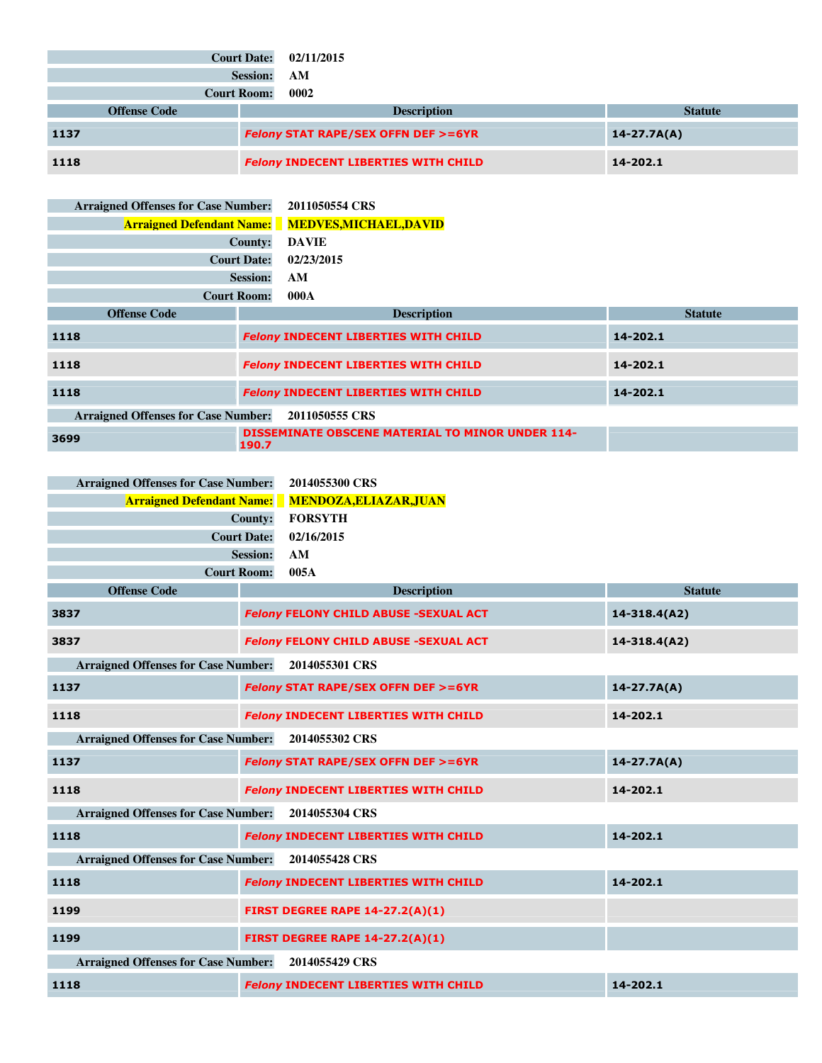| | |
|---|---|
| **Court Date:** | **02/11/2015** |
| **Session:** | **AM** |
| **Court Room:** | **0002** |

| Offense Code | Description | Statute |
|---|---|---|
| 1137 | *Felony* STAT RAPE/SEX OFFN DEF >=6YR | 14-27.7A(A) |
| 1118 | *Felony* INDECENT LIBERTIES WITH CHILD | 14-202.1 |

| | |
|---|---|
| **Arraigned Offenses for Case Number:** | **2011050554 CRS** |
| **Arraigned Defendant Name:** | **MEDVES,MICHAEL,DAVID** |
| **County:** | **DAVIE** |
| **Court Date:** | **02/23/2015** |
| **Session:** | **AM** |
| **Court Room:** | **000A** |

| Offense Code | Description | Statute |
|---|---|---|
| 1118 | *Felony* INDECENT LIBERTIES WITH CHILD | 14-202.1 |
| 1118 | *Felony* INDECENT LIBERTIES WITH CHILD | 14-202.1 |
| 1118 | *Felony* INDECENT LIBERTIES WITH CHILD | 14-202.1 |
| **Arraigned Offenses for Case Number:** | **2011050555 CRS** | |
| 3699 | DISSEMINATE OBSCENE MATERIAL TO MINOR UNDER 114-190.7 | |

| | |
|---|---|
| **Arraigned Offenses for Case Number:** | **2014055300 CRS** |
| **Arraigned Defendant Name:** | **MENDOZA,ELIAZAR,JUAN** |
| **County:** | **FORSYTH** |
| **Court Date:** | **02/16/2015** |
| **Session:** | **AM** |
| **Court Room:** | **005A** |

| Offense Code | Description | Statute |
|---|---|---|
| 3837 | *Felony* FELONY CHILD ABUSE -SEXUAL ACT | 14-318.4(A2) |
| 3837 | *Felony* FELONY CHILD ABUSE -SEXUAL ACT | 14-318.4(A2) |
| **Arraigned Offenses for Case Number:** | **2014055301 CRS** | |
| 1137 | *Felony* STAT RAPE/SEX OFFN DEF >=6YR | 14-27.7A(A) |
| 1118 | *Felony* INDECENT LIBERTIES WITH CHILD | 14-202.1 |
| **Arraigned Offenses for Case Number:** | **2014055302 CRS** | |
| 1137 | *Felony* STAT RAPE/SEX OFFN DEF >=6YR | 14-27.7A(A) |
| 1118 | *Felony* INDECENT LIBERTIES WITH CHILD | 14-202.1 |
| **Arraigned Offenses for Case Number:** | **2014055304 CRS** | |
| 1118 | *Felony* INDECENT LIBERTIES WITH CHILD | 14-202.1 |
| **Arraigned Offenses for Case Number:** | **2014055428 CRS** | |
| 1118 | *Felony* INDECENT LIBERTIES WITH CHILD | 14-202.1 |
| 1199 | FIRST DEGREE RAPE 14-27.2(A)(1) | |
| 1199 | FIRST DEGREE RAPE 14-27.2(A)(1) | |
| **Arraigned Offenses for Case Number:** | **2014055429 CRS** | |
| 1118 | *Felony* INDECENT LIBERTIES WITH CHILD | 14-202.1 |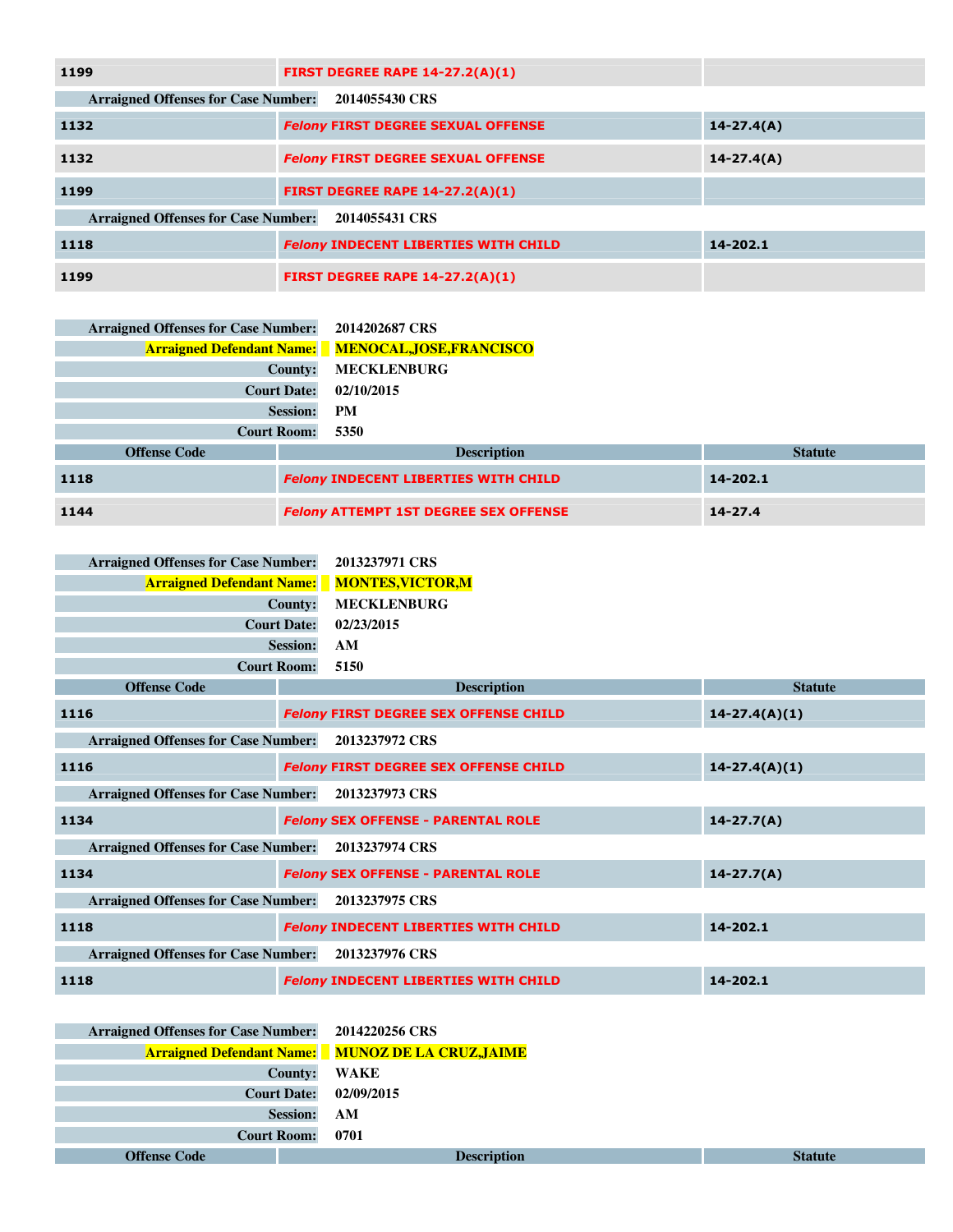| | | |
|---|---|---|
| 1199 | FIRST DEGREE RAPE 14-27.2(A)(1) | |

| Arraigned Offenses for Case Number: | 2014055430 CRS | |
|---|---|---|
| 1132 | *Felony* FIRST DEGREE SEXUAL OFFENSE | 14-27.4(A) |
| 1132 | *Felony* FIRST DEGREE SEXUAL OFFENSE | 14-27.4(A) |
| 1199 | FIRST DEGREE RAPE 14-27.2(A)(1) | |

| Arraigned Offenses for Case Number: | 2014055431 CRS | |
|---|---|---|
| 1118 | *Felony* INDECENT LIBERTIES WITH CHILD | 14-202.1 |
| 1199 | FIRST DEGREE RAPE 14-27.2(A)(1) | |

| | |
|---|---|
| Arraigned Offenses for Case Number: | 2014202687 CRS |
| Arraigned Defendant Name: | MENOCAL,JOSE,FRANCISCO |
| County: | MECKLENBURG |
| Court Date: | 02/10/2015 |
| Session: | PM |
| Court Room: | 5350 |

| Offense Code | Description | Statute |
|---|---|---|
| 1118 | *Felony* INDECENT LIBERTIES WITH CHILD | 14-202.1 |
| 1144 | *Felony* ATTEMPT 1ST DEGREE SEX OFFENSE | 14-27.4 |

| | |
|---|---|
| Arraigned Offenses for Case Number: | 2013237971 CRS |
| Arraigned Defendant Name: | MONTES,VICTOR,M |
| County: | MECKLENBURG |
| Court Date: | 02/23/2015 |
| Session: | AM |
| Court Room: | 5150 |

| Offense Code | Description | Statute |
|---|---|---|
| 1116 | *Felony* FIRST DEGREE SEX OFFENSE CHILD | 14-27.4(A)(1) |

| Arraigned Offenses for Case Number: | 2013237972 CRS | |
|---|---|---|
| 1116 | *Felony* FIRST DEGREE SEX OFFENSE CHILD | 14-27.4(A)(1) |

| Arraigned Offenses for Case Number: | 2013237973 CRS | |
|---|---|---|
| 1134 | *Felony* SEX OFFENSE - PARENTAL ROLE | 14-27.7(A) |

| Arraigned Offenses for Case Number: | 2013237974 CRS | |
|---|---|---|
| 1134 | *Felony* SEX OFFENSE - PARENTAL ROLE | 14-27.7(A) |

| Arraigned Offenses for Case Number: | 2013237975 CRS | |
|---|---|---|
| 1118 | *Felony* INDECENT LIBERTIES WITH CHILD | 14-202.1 |

| Arraigned Offenses for Case Number: | 2013237976 CRS | |
|---|---|---|
| 1118 | *Felony* INDECENT LIBERTIES WITH CHILD | 14-202.1 |

| | |
|---|---|
| Arraigned Offenses for Case Number: | 2014220256 CRS |
| Arraigned Defendant Name: | MUNOZ DE LA CRUZ,JAIME |
| County: | WAKE |
| Court Date: | 02/09/2015 |
| Session: | AM |
| Court Room: | 0701 |

| Offense Code | Description | Statute |
|---|---|---|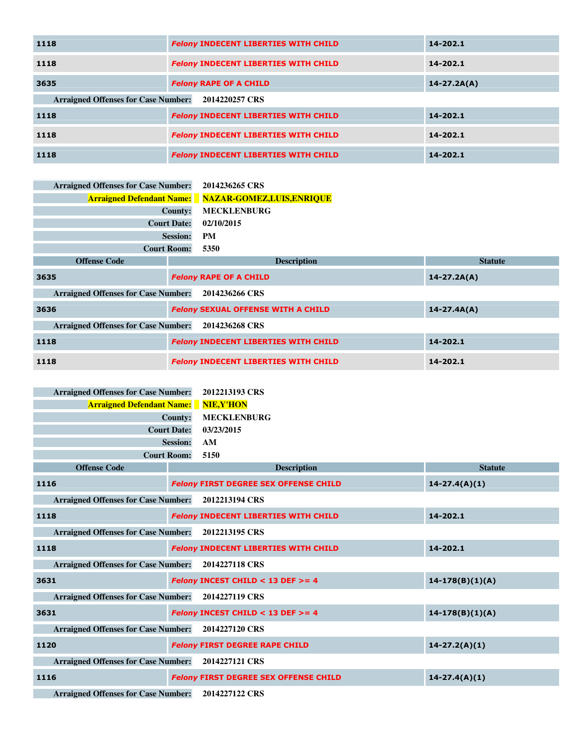| Offense Code | Description | Statute |
|---|---|---|
| 1118 | *Felony* INDECENT LIBERTIES WITH CHILD | 14-202.1 |
| 1118 | *Felony* INDECENT LIBERTIES WITH CHILD | 14-202.1 |
| 3635 | *Felony* RAPE OF A CHILD | 14-27.2A(A) |

**Arraigned Offenses for Case Number:** 2014220257 CRS

| Offense Code | Description | Statute |
|---|---|---|
| 1118 | *Felony* INDECENT LIBERTIES WITH CHILD | 14-202.1 |
| 1118 | *Felony* INDECENT LIBERTIES WITH CHILD | 14-202.1 |
| 1118 | *Felony* INDECENT LIBERTIES WITH CHILD | 14-202.1 |

**Arraigned Offenses for Case Number:** 2014236265 CRS
**Arraigned Defendant Name:** NAZAR-GOMEZ,LUIS,ENRIQUE
**County:** MECKLENBURG
**Court Date:** 02/10/2015
**Session:** PM
**Court Room:** 5350

| Offense Code | Description | Statute |
|---|---|---|
| 3635 | *Felony* RAPE OF A CHILD | 14-27.2A(A) |

**Arraigned Offenses for Case Number:** 2014236266 CRS

| Offense Code | Description | Statute |
|---|---|---|
| 3636 | *Felony* SEXUAL OFFENSE WITH A CHILD | 14-27.4A(A) |

**Arraigned Offenses for Case Number:** 2014236268 CRS

| Offense Code | Description | Statute |
|---|---|---|
| 1118 | *Felony* INDECENT LIBERTIES WITH CHILD | 14-202.1 |
| 1118 | *Felony* INDECENT LIBERTIES WITH CHILD | 14-202.1 |

**Arraigned Offenses for Case Number:** 2012213193 CRS
**Arraigned Defendant Name:** NIE,Y'HON
**County:** MECKLENBURG
**Court Date:** 03/23/2015
**Session:** AM
**Court Room:** 5150

| Offense Code | Description | Statute |
|---|---|---|
| 1116 | *Felony* FIRST DEGREE SEX OFFENSE CHILD | 14-27.4(A)(1) |

**Arraigned Offenses for Case Number:** 2012213194 CRS

| Offense Code | Description | Statute |
|---|---|---|
| 1118 | *Felony* INDECENT LIBERTIES WITH CHILD | 14-202.1 |

**Arraigned Offenses for Case Number:** 2012213195 CRS

| Offense Code | Description | Statute |
|---|---|---|
| 1118 | *Felony* INDECENT LIBERTIES WITH CHILD | 14-202.1 |

**Arraigned Offenses for Case Number:** 2014227118 CRS

| Offense Code | Description | Statute |
|---|---|---|
| 3631 | *Felony* INCEST CHILD < 13 DEF >= 4 | 14-178(B)(1)(A) |

**Arraigned Offenses for Case Number:** 2014227119 CRS

| Offense Code | Description | Statute |
|---|---|---|
| 3631 | *Felony* INCEST CHILD < 13 DEF >= 4 | 14-178(B)(1)(A) |

**Arraigned Offenses for Case Number:** 2014227120 CRS

| Offense Code | Description | Statute |
|---|---|---|
| 1120 | *Felony* FIRST DEGREE RAPE CHILD | 14-27.2(A)(1) |

**Arraigned Offenses for Case Number:** 2014227121 CRS

| Offense Code | Description | Statute |
|---|---|---|
| 1116 | *Felony* FIRST DEGREE SEX OFFENSE CHILD | 14-27.4(A)(1) |

**Arraigned Offenses for Case Number:** 2014227122 CRS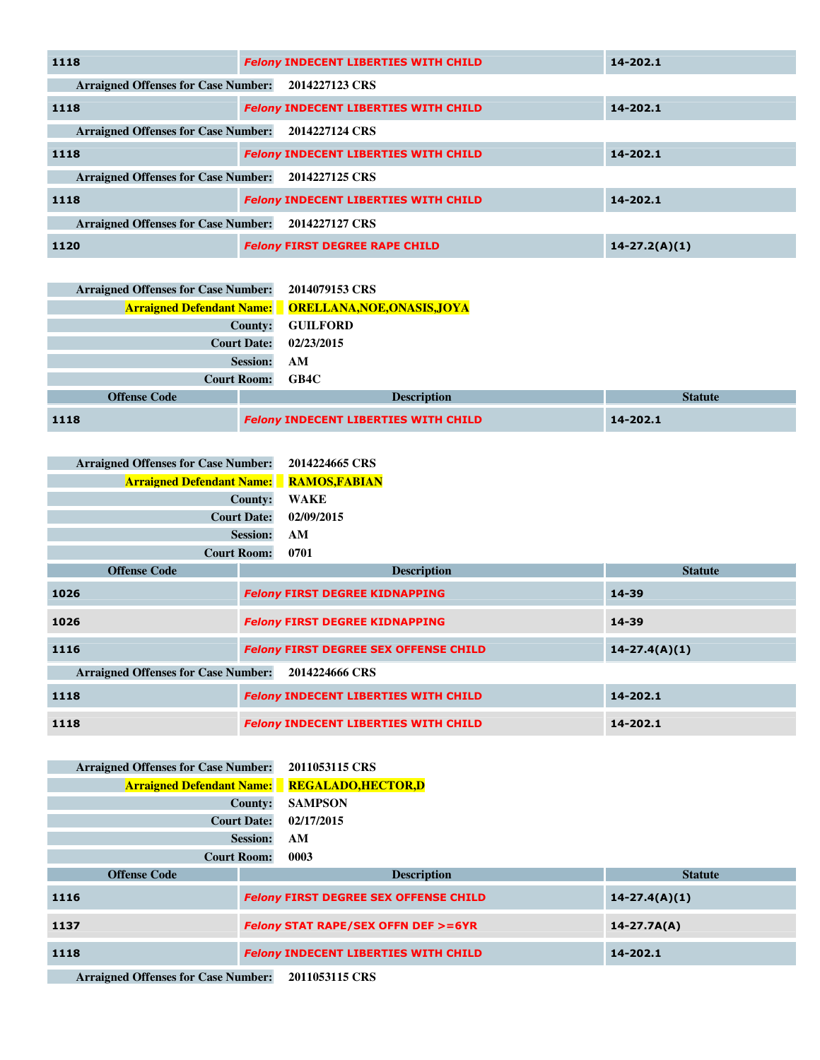| | | |
|---|---|---|
| 1118 | *Felony* INDECENT LIBERTIES WITH CHILD | 14-202.1 |

**Arraigned Offenses for Case Number:** 2014227123 CRS

| | | |
|---|---|---|
| 1118 | *Felony* INDECENT LIBERTIES WITH CHILD | 14-202.1 |

**Arraigned Offenses for Case Number:** 2014227124 CRS

| | | |
|---|---|---|
| 1118 | *Felony* INDECENT LIBERTIES WITH CHILD | 14-202.1 |

**Arraigned Offenses for Case Number:** 2014227125 CRS

| | | |
|---|---|---|
| 1118 | *Felony* INDECENT LIBERTIES WITH CHILD | 14-202.1 |

**Arraigned Offenses for Case Number:** 2014227127 CRS

| | | |
|---|---|---|
| 1120 | *Felony* FIRST DEGREE RAPE CHILD | 14-27.2(A)(1) |

**Arraigned Offenses for Case Number:** 2014079153 CRS
**Arraigned Defendant Name:** ORELLANA,NOE,ONASIS,JOYA
**County:** GUILFORD
**Court Date:** 02/23/2015
**Session:** AM
**Court Room:** GB4C

| Offense Code | Description | Statute |
|---|---|---|
| 1118 | *Felony* INDECENT LIBERTIES WITH CHILD | 14-202.1 |

**Arraigned Offenses for Case Number:** 2014224665 CRS
**Arraigned Defendant Name:** RAMOS,FABIAN
**County:** WAKE
**Court Date:** 02/09/2015
**Session:** AM
**Court Room:** 0701

| Offense Code | Description | Statute |
|---|---|---|
| 1026 | *Felony* FIRST DEGREE KIDNAPPING | 14-39 |
| 1026 | *Felony* FIRST DEGREE KIDNAPPING | 14-39 |
| 1116 | *Felony* FIRST DEGREE SEX OFFENSE CHILD | 14-27.4(A)(1) |

**Arraigned Offenses for Case Number:** 2014224666 CRS

| | | |
|---|---|---|
| 1118 | *Felony* INDECENT LIBERTIES WITH CHILD | 14-202.1 |
| 1118 | *Felony* INDECENT LIBERTIES WITH CHILD | 14-202.1 |

**Arraigned Offenses for Case Number:** 2011053115 CRS
**Arraigned Defendant Name:** REGALADO,HECTOR,D
**County:** SAMPSON
**Court Date:** 02/17/2015
**Session:** AM
**Court Room:** 0003

| Offense Code | Description | Statute |
|---|---|---|
| 1116 | *Felony* FIRST DEGREE SEX OFFENSE CHILD | 14-27.4(A)(1) |
| 1137 | *Felony* STAT RAPE/SEX OFFN DEF >=6YR | 14-27.7A(A) |
| 1118 | *Felony* INDECENT LIBERTIES WITH CHILD | 14-202.1 |

**Arraigned Offenses for Case Number:** 2011053115 CRS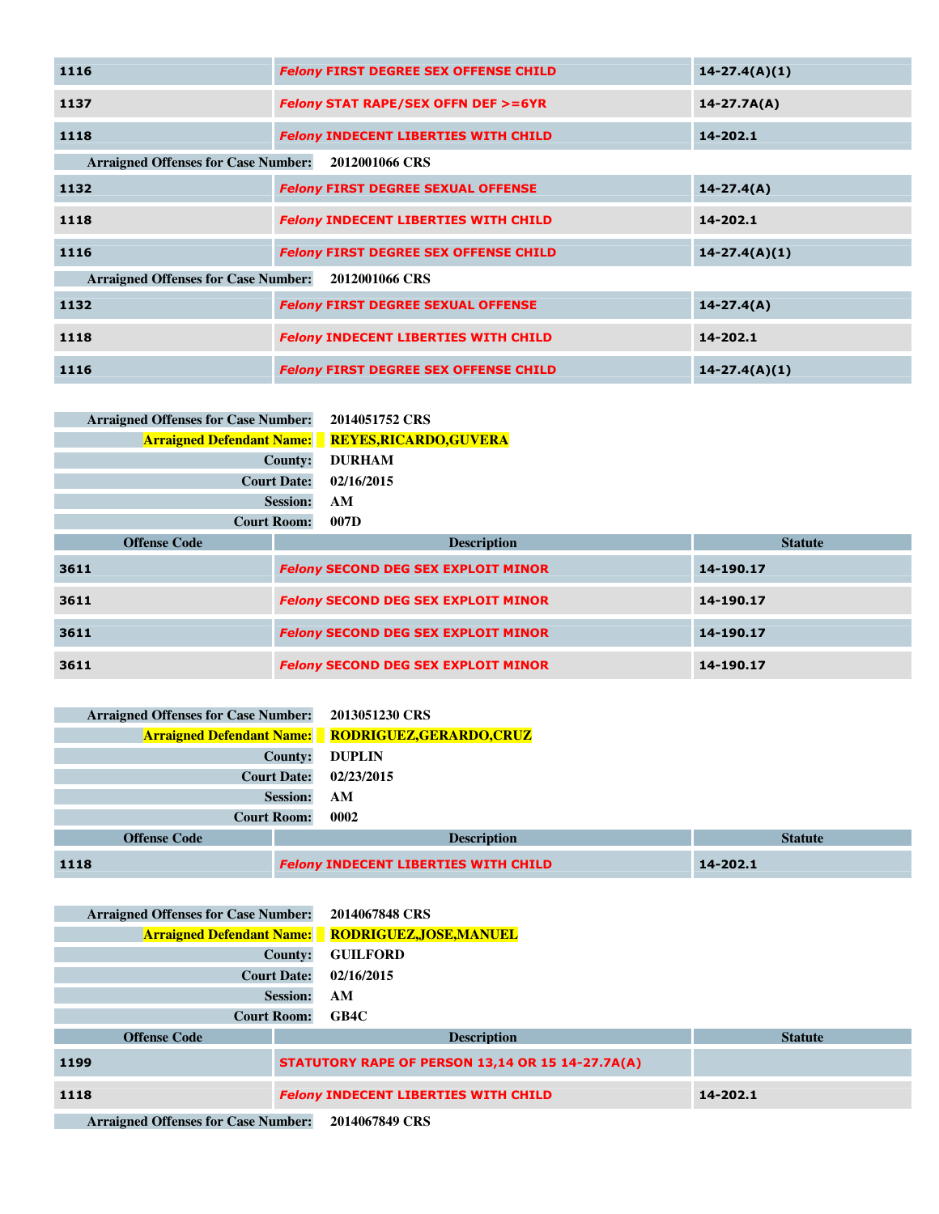| | | |
|---|---|---|
| 1116 | *Felony* FIRST DEGREE SEX OFFENSE CHILD | 14-27.4(A)(1) |
| 1137 | *Felony* STAT RAPE/SEX OFFN DEF >=6YR | 14-27.7A(A) |
| 1118 | *Felony* INDECENT LIBERTIES WITH CHILD | 14-202.1 |

**Arraigned Offenses for Case Number:** 2012001066 CRS

| | | |
|---|---|---|
| 1132 | *Felony* FIRST DEGREE SEXUAL OFFENSE | 14-27.4(A) |
| 1118 | *Felony* INDECENT LIBERTIES WITH CHILD | 14-202.1 |
| 1116 | *Felony* FIRST DEGREE SEX OFFENSE CHILD | 14-27.4(A)(1) |

**Arraigned Offenses for Case Number:** 2012001066 CRS

| | | |
|---|---|---|
| 1132 | *Felony* FIRST DEGREE SEXUAL OFFENSE | 14-27.4(A) |
| 1118 | *Felony* INDECENT LIBERTIES WITH CHILD | 14-202.1 |
| 1116 | *Felony* FIRST DEGREE SEX OFFENSE CHILD | 14-27.4(A)(1) |

**Arraigned Offenses for Case Number:** 2014051752 CRS
**Arraigned Defendant Name:** REYES,RICARDO,GUVERA
**County:** DURHAM
**Court Date:** 02/16/2015
**Session:** AM
**Court Room:** 007D

| Offense Code | Description | Statute |
|---|---|---|
| 3611 | *Felony* SECOND DEG SEX EXPLOIT MINOR | 14-190.17 |
| 3611 | *Felony* SECOND DEG SEX EXPLOIT MINOR | 14-190.17 |
| 3611 | *Felony* SECOND DEG SEX EXPLOIT MINOR | 14-190.17 |
| 3611 | *Felony* SECOND DEG SEX EXPLOIT MINOR | 14-190.17 |

**Arraigned Offenses for Case Number:** 2013051230 CRS
**Arraigned Defendant Name:** RODRIGUEZ,GERARDO,CRUZ
**County:** DUPLIN
**Court Date:** 02/23/2015
**Session:** AM
**Court Room:** 0002

| Offense Code | Description | Statute |
|---|---|---|
| 1118 | *Felony* INDECENT LIBERTIES WITH CHILD | 14-202.1 |

**Arraigned Offenses for Case Number:** 2014067848 CRS
**Arraigned Defendant Name:** RODRIGUEZ,JOSE,MANUEL
**County:** GUILFORD
**Court Date:** 02/16/2015
**Session:** AM
**Court Room:** GB4C

| Offense Code | Description | Statute |
|---|---|---|
| 1199 | STATUTORY RAPE OF PERSON 13,14 OR 15 14-27.7A(A) | |
| 1118 | *Felony* INDECENT LIBERTIES WITH CHILD | 14-202.1 |

**Arraigned Offenses for Case Number:** 2014067849 CRS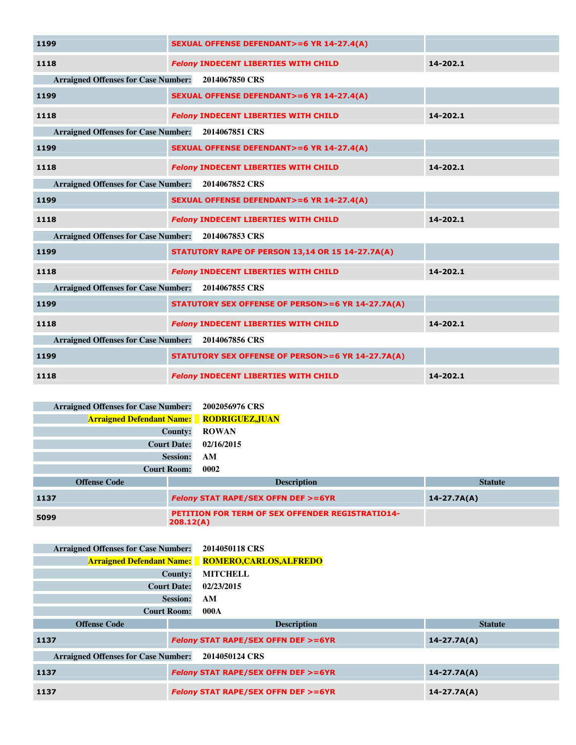| | | |
|---|---|---|
| 1199 | SEXUAL OFFENSE DEFENDANT>=6 YR 14-27.4(A) | |
| 1118 | *Felony* INDECENT LIBERTIES WITH CHILD | 14-202.1 |

**Arraigned Offenses for Case Number:** 2014067850 CRS

| | | |
|---|---|---|
| 1199 | SEXUAL OFFENSE DEFENDANT>=6 YR 14-27.4(A) | |
| 1118 | *Felony* INDECENT LIBERTIES WITH CHILD | 14-202.1 |

**Arraigned Offenses for Case Number:** 2014067851 CRS

| | | |
|---|---|---|
| 1199 | SEXUAL OFFENSE DEFENDANT>=6 YR 14-27.4(A) | |
| 1118 | *Felony* INDECENT LIBERTIES WITH CHILD | 14-202.1 |

**Arraigned Offenses for Case Number:** 2014067852 CRS

| | | |
|---|---|---|
| 1199 | SEXUAL OFFENSE DEFENDANT>=6 YR 14-27.4(A) | |
| 1118 | *Felony* INDECENT LIBERTIES WITH CHILD | 14-202.1 |

**Arraigned Offenses for Case Number:** 2014067853 CRS

| | | |
|---|---|---|
| 1199 | STATUTORY RAPE OF PERSON 13,14 OR 15 14-27.7A(A) | |
| 1118 | *Felony* INDECENT LIBERTIES WITH CHILD | 14-202.1 |

**Arraigned Offenses for Case Number:** 2014067855 CRS

| | | |
|---|---|---|
| 1199 | STATUTORY SEX OFFENSE OF PERSON>=6 YR 14-27.7A(A) | |
| 1118 | *Felony* INDECENT LIBERTIES WITH CHILD | 14-202.1 |

**Arraigned Offenses for Case Number:** 2014067856 CRS

| | | |
|---|---|---|
| 1199 | STATUTORY SEX OFFENSE OF PERSON>=6 YR 14-27.7A(A) | |
| 1118 | *Felony* INDECENT LIBERTIES WITH CHILD | 14-202.1 |

**Arraigned Offenses for Case Number:** 2002056976 CRS
**Arraigned Defendant Name:** RODRIGUEZ,JUAN
**County:** ROWAN
**Court Date:** 02/16/2015
**Session:** AM
**Court Room:** 0002

| Offense Code | Description | Statute |
|---|---|---|
| 1137 | *Felony* STAT RAPE/SEX OFFN DEF >=6YR | 14-27.7A(A) |
| 5099 | PETITION FOR TERM OF SEX OFFENDER REGISTRATIO14-208.12(A) | |

**Arraigned Offenses for Case Number:** 2014050118 CRS
**Arraigned Defendant Name:** ROMERO,CARLOS,ALFREDO
**County:** MITCHELL
**Court Date:** 02/23/2015
**Session:** AM
**Court Room:** 000A

| Offense Code | Description | Statute |
|---|---|---|
| 1137 | *Felony* STAT RAPE/SEX OFFN DEF >=6YR | 14-27.7A(A) |

**Arraigned Offenses for Case Number:** 2014050124 CRS

| | | |
|---|---|---|
| 1137 | *Felony* STAT RAPE/SEX OFFN DEF >=6YR | 14-27.7A(A) |
| 1137 | *Felony* STAT RAPE/SEX OFFN DEF >=6YR | 14-27.7A(A) |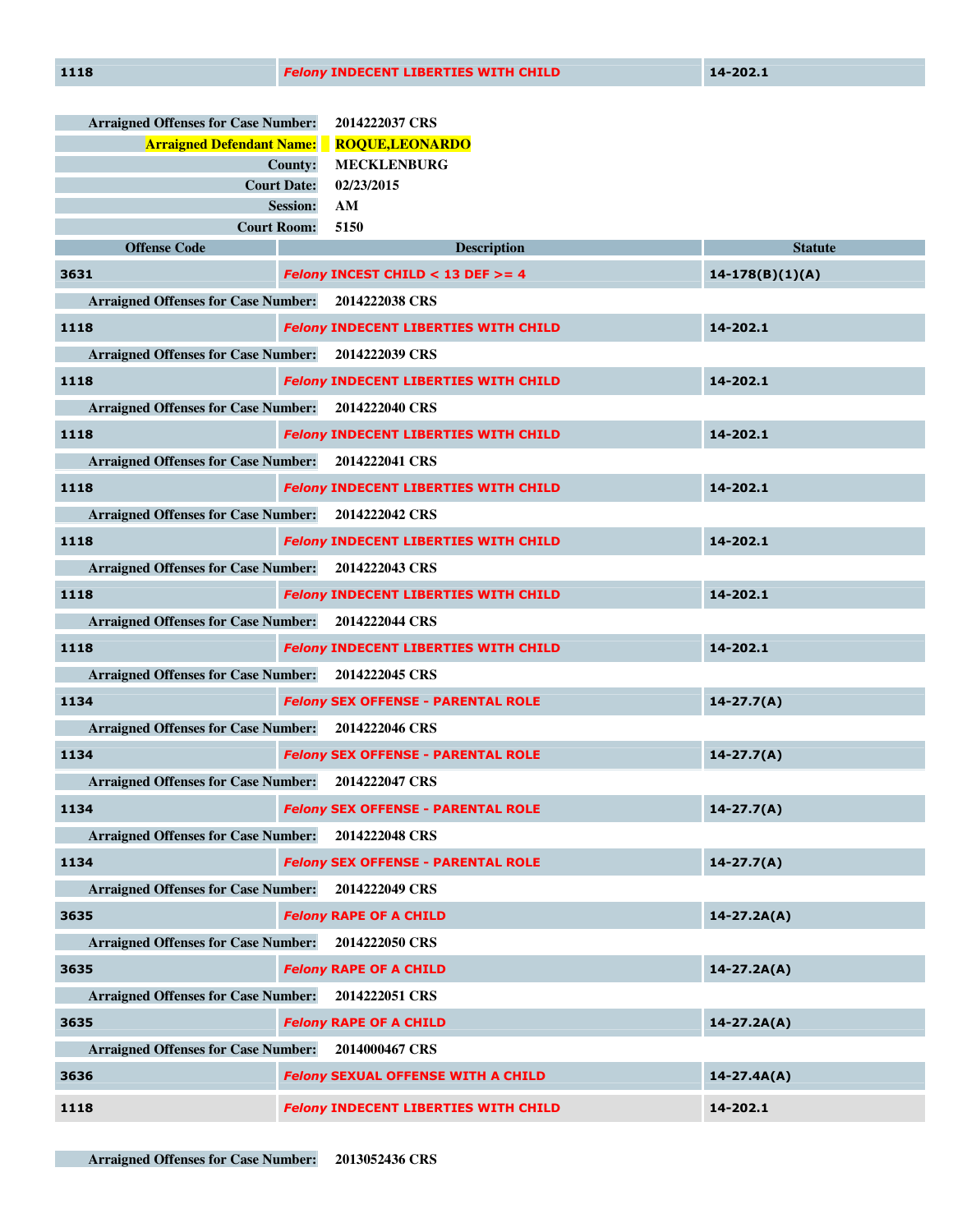| Offense Code | Description | Statute |
|---|---|---|
| 1118 | *Felony* INDECENT LIBERTIES WITH CHILD | 14-202.1 |

**Arraigned Offenses for Case Number:** 2014222037 CRS

**Arraigned Defendant Name:** ROQUE,LEONARDO

**County:** MECKLENBURG

**Court Date:** 02/23/2015

**Session:** AM

**Court Room:** 5150

| Offense Code | Description | Statute |
|---|---|---|
| 3631 | *Felony* INCEST CHILD < 13 DEF >= 4 | 14-178(B)(1)(A) |

**Arraigned Offenses for Case Number:** 2014222038 CRS

| Offense Code | Description | Statute |
|---|---|---|
| 1118 | *Felony* INDECENT LIBERTIES WITH CHILD | 14-202.1 |

**Arraigned Offenses for Case Number:** 2014222039 CRS

| Offense Code | Description | Statute |
|---|---|---|
| 1118 | *Felony* INDECENT LIBERTIES WITH CHILD | 14-202.1 |

**Arraigned Offenses for Case Number:** 2014222040 CRS

| Offense Code | Description | Statute |
|---|---|---|
| 1118 | *Felony* INDECENT LIBERTIES WITH CHILD | 14-202.1 |

**Arraigned Offenses for Case Number:** 2014222041 CRS

| Offense Code | Description | Statute |
|---|---|---|
| 1118 | *Felony* INDECENT LIBERTIES WITH CHILD | 14-202.1 |

**Arraigned Offenses for Case Number:** 2014222042 CRS

| Offense Code | Description | Statute |
|---|---|---|
| 1118 | *Felony* INDECENT LIBERTIES WITH CHILD | 14-202.1 |

**Arraigned Offenses for Case Number:** 2014222043 CRS

| Offense Code | Description | Statute |
|---|---|---|
| 1118 | *Felony* INDECENT LIBERTIES WITH CHILD | 14-202.1 |

**Arraigned Offenses for Case Number:** 2014222044 CRS

| Offense Code | Description | Statute |
|---|---|---|
| 1118 | *Felony* INDECENT LIBERTIES WITH CHILD | 14-202.1 |

**Arraigned Offenses for Case Number:** 2014222045 CRS

| Offense Code | Description | Statute |
|---|---|---|
| 1134 | *Felony* SEX OFFENSE - PARENTAL ROLE | 14-27.7(A) |

**Arraigned Offenses for Case Number:** 2014222046 CRS

| Offense Code | Description | Statute |
|---|---|---|
| 1134 | *Felony* SEX OFFENSE - PARENTAL ROLE | 14-27.7(A) |

**Arraigned Offenses for Case Number:** 2014222047 CRS

| Offense Code | Description | Statute |
|---|---|---|
| 1134 | *Felony* SEX OFFENSE - PARENTAL ROLE | 14-27.7(A) |

**Arraigned Offenses for Case Number:** 2014222048 CRS

| Offense Code | Description | Statute |
|---|---|---|
| 1134 | *Felony* SEX OFFENSE - PARENTAL ROLE | 14-27.7(A) |

**Arraigned Offenses for Case Number:** 2014222049 CRS

| Offense Code | Description | Statute |
|---|---|---|
| 3635 | *Felony* RAPE OF A CHILD | 14-27.2A(A) |

**Arraigned Offenses for Case Number:** 2014222050 CRS

| Offense Code | Description | Statute |
|---|---|---|
| 3635 | *Felony* RAPE OF A CHILD | 14-27.2A(A) |

**Arraigned Offenses for Case Number:** 2014222051 CRS

| Offense Code | Description | Statute |
|---|---|---|
| 3635 | *Felony* RAPE OF A CHILD | 14-27.2A(A) |

**Arraigned Offenses for Case Number:** 2014000467 CRS

| Offense Code | Description | Statute |
|---|---|---|
| 3636 | *Felony* SEXUAL OFFENSE WITH A CHILD | 14-27.4A(A) |
| 1118 | *Felony* INDECENT LIBERTIES WITH CHILD | 14-202.1 |

**Arraigned Offenses for Case Number:** 2013052436 CRS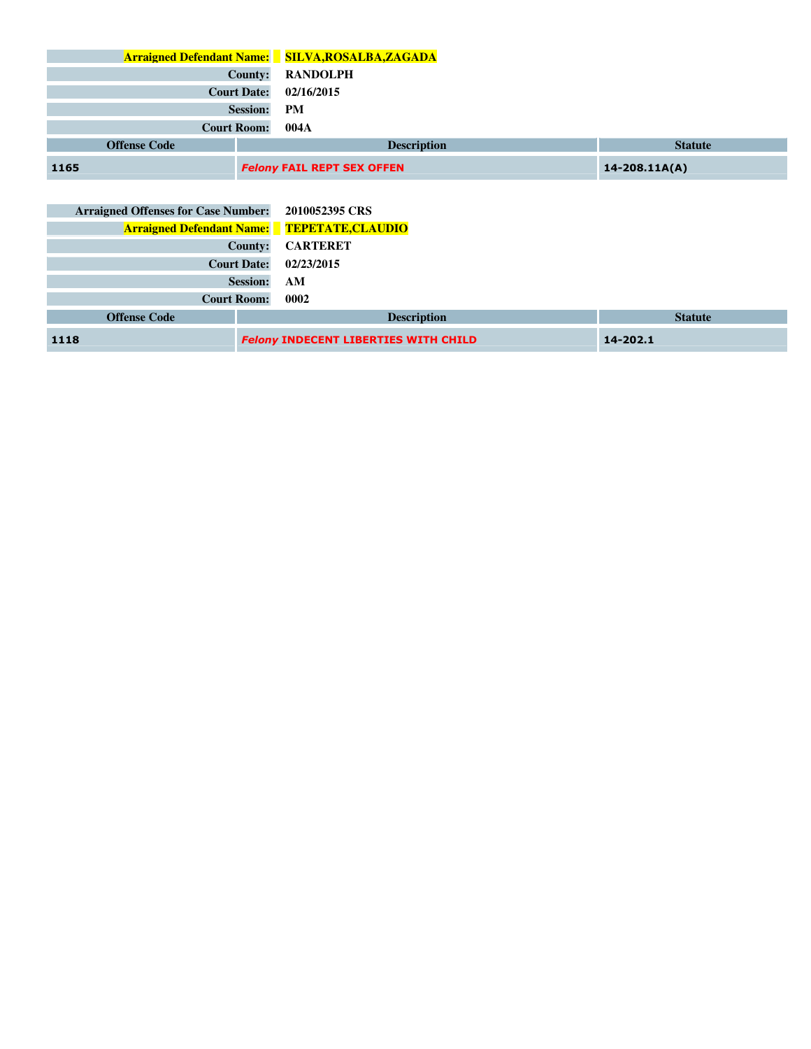**Arraigned Defendant Name:** SILVA,ROSALBA,ZAGADA
**County:** RANDOLPH
**Court Date:** 02/16/2015
**Session:** PM
**Court Room:** 004A

| Offense Code | Description | Statute |
|---|---|---|
| 1165 | *Felony* FAIL REPT SEX OFFEN | 14-208.11A(A) |

**Arraigned Offenses for Case Number:** 2010052395 CRS
**Arraigned Defendant Name:** TEPETATE,CLAUDIO
**County:** CARTERET
**Court Date:** 02/23/2015
**Session:** AM
**Court Room:** 0002

| Offense Code | Description | Statute |
|---|---|---|
| 1118 | *Felony* INDECENT LIBERTIES WITH CHILD | 14-202.1 |